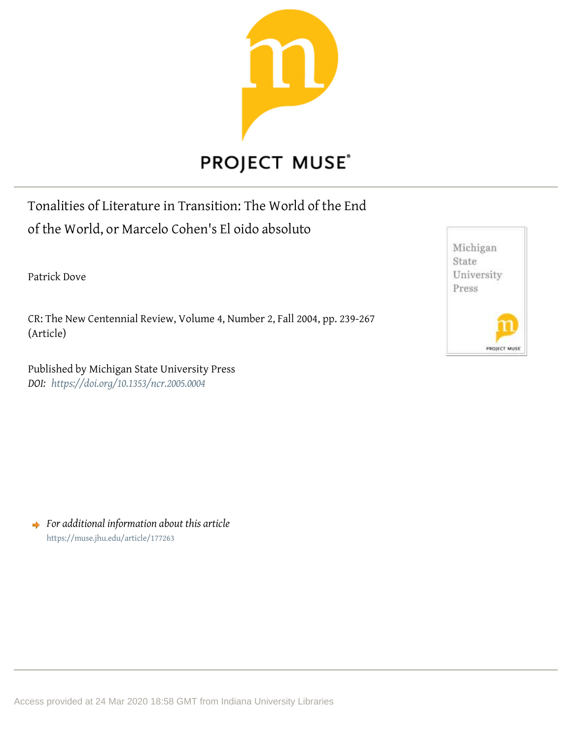PROJECT MUSE®

Tonalities of Literature in Transition: The World of the End of the World, or Marcelo Cohen's El oido absoluto

Patrick Dove

CR: The New Centennial Review, Volume 4, Number 2, Fall 2004, pp. 239-267 (Article)

Published by Michigan State University Press
*DOI: https://doi.org/10.1353/ncr.2005.0004*

*For additional information about this article*
https://muse.jhu.edu/article/177263

Access provided at 24 Mar 2020 18:58 GMT from Indiana University Libraries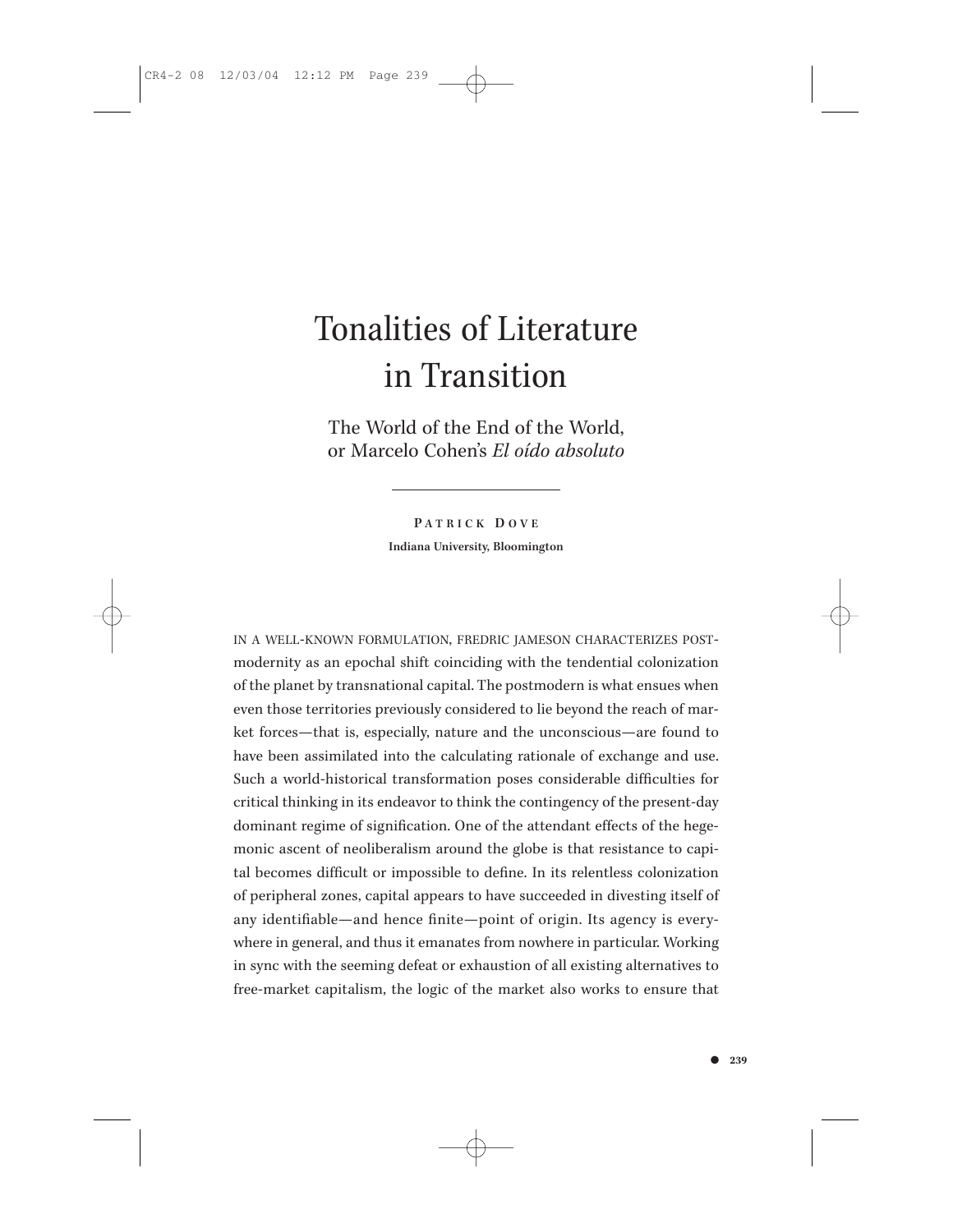# Tonalities of Literature in Transition

## The World of the End of the World, or Marcelo Cohen's *El oído absoluto*

**Patrick Dove**

**Indiana University, Bloomington**

In a well-known formulation, Fredric Jameson characterizes postmodernity as an epochal shift coinciding with the tendential colonization of the planet by transnational capital. The postmodern is what ensues when even those territories previously considered to lie beyond the reach of market forces—that is, especially, nature and the unconscious—are found to have been assimilated into the calculating rationale of exchange and use. Such a world-historical transformation poses considerable difficulties for critical thinking in its endeavor to think the contingency of the present-day dominant regime of signification. One of the attendant effects of the hegemonic ascent of neoliberalism around the globe is that resistance to capital becomes difficult or impossible to define. In its relentless colonization of peripheral zones, capital appears to have succeeded in divesting itself of any identifiable—and hence finite—point of origin. Its agency is everywhere in general, and thus it emanates from nowhere in particular. Working in sync with the seeming defeat or exhaustion of all existing alternatives to free-market capitalism, the logic of the market also works to ensure that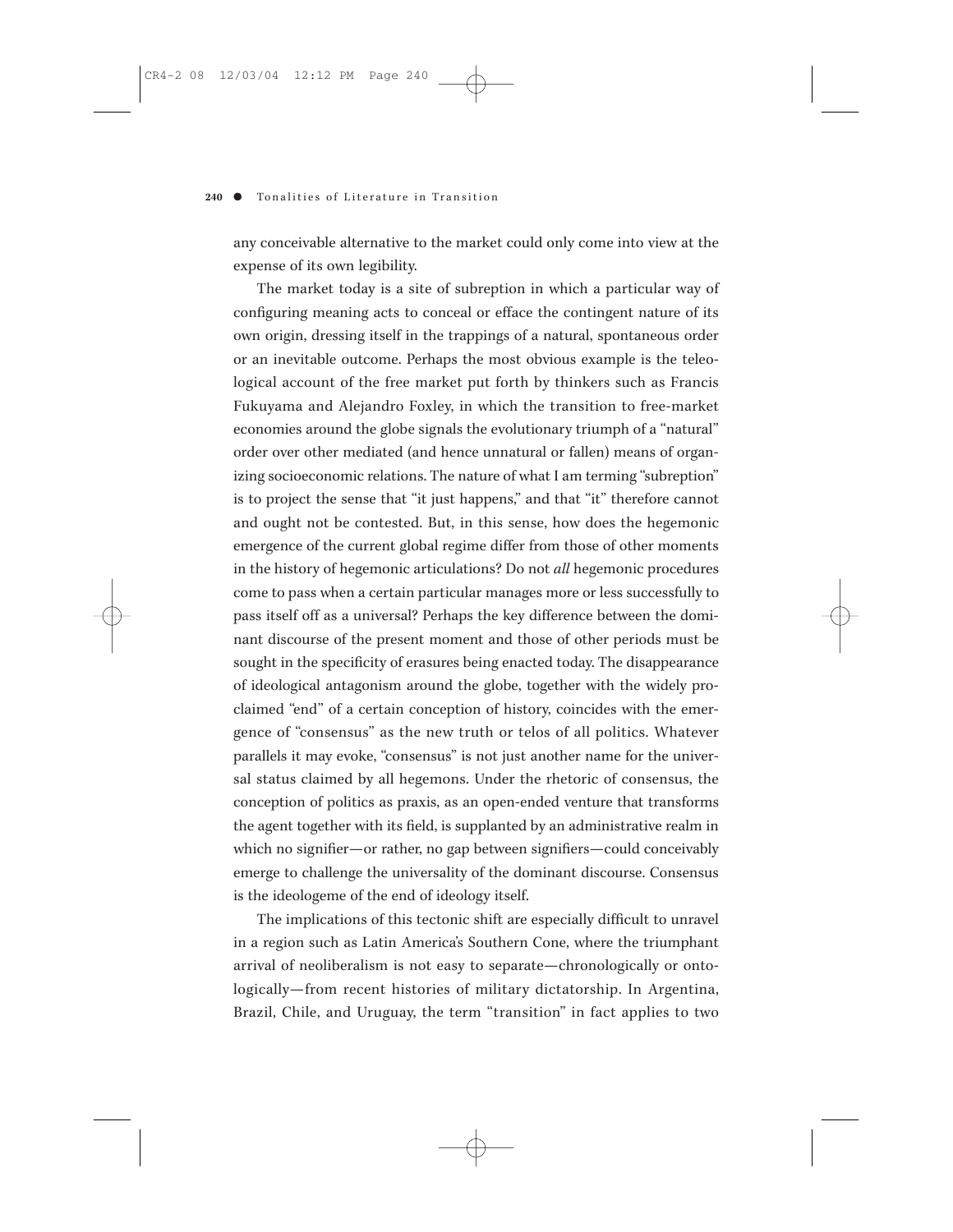any conceivable alternative to the market could only come into view at the expense of its own legibility.

The market today is a site of subreption in which a particular way of configuring meaning acts to conceal or efface the contingent nature of its own origin, dressing itself in the trappings of a natural, spontaneous order or an inevitable outcome. Perhaps the most obvious example is the teleological account of the free market put forth by thinkers such as Francis Fukuyama and Alejandro Foxley, in which the transition to free-market economies around the globe signals the evolutionary triumph of a "natural" order over other mediated (and hence unnatural or fallen) means of organizing socioeconomic relations. The nature of what I am terming "subreption" is to project the sense that "it just happens," and that "it" therefore cannot and ought not be contested. But, in this sense, how does the hegemonic emergence of the current global regime differ from those of other moments in the history of hegemonic articulations? Do not *all* hegemonic procedures come to pass when a certain particular manages more or less successfully to pass itself off as a universal? Perhaps the key difference between the dominant discourse of the present moment and those of other periods must be sought in the specificity of erasures being enacted today. The disappearance of ideological antagonism around the globe, together with the widely proclaimed "end" of a certain conception of history, coincides with the emergence of "consensus" as the new truth or telos of all politics. Whatever parallels it may evoke, "consensus" is not just another name for the universal status claimed by all hegemons. Under the rhetoric of consensus, the conception of politics as praxis, as an open-ended venture that transforms the agent together with its field, is supplanted by an administrative realm in which no signifier—or rather, no gap between signifiers—could conceivably emerge to challenge the universality of the dominant discourse. Consensus is the ideologeme of the end of ideology itself.

The implications of this tectonic shift are especially difficult to unravel in a region such as Latin America's Southern Cone, where the triumphant arrival of neoliberalism is not easy to separate—chronologically or ontologically—from recent histories of military dictatorship. In Argentina, Brazil, Chile, and Uruguay, the term "transition" in fact applies to two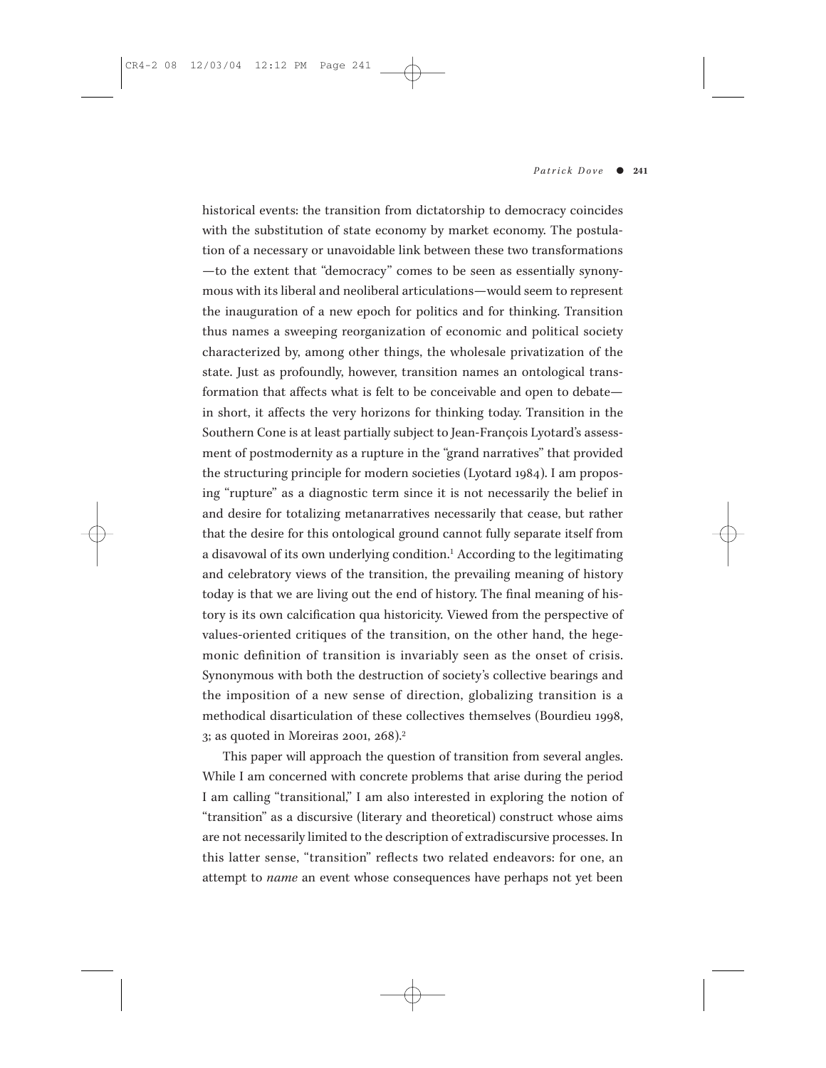historical events: the transition from dictatorship to democracy coincides with the substitution of state economy by market economy. The postulation of a necessary or unavoidable link between these two transformations —to the extent that "democracy" comes to be seen as essentially synonymous with its liberal and neoliberal articulations—would seem to represent the inauguration of a new epoch for politics and for thinking. Transition thus names a sweeping reorganization of economic and political society characterized by, among other things, the wholesale privatization of the state. Just as profoundly, however, transition names an ontological transformation that affects what is felt to be conceivable and open to debate—in short, it affects the very horizons for thinking today. Transition in the Southern Cone is at least partially subject to Jean-François Lyotard's assessment of postmodernity as a rupture in the "grand narratives" that provided the structuring principle for modern societies (Lyotard 1984). I am proposing "rupture" as a diagnostic term since it is not necessarily the belief in and desire for totalizing metanarratives necessarily that cease, but rather that the desire for this ontological ground cannot fully separate itself from a disavowal of its own underlying condition.[1] According to the legitimating and celebratory views of the transition, the prevailing meaning of history today is that we are living out the end of history. The final meaning of history is its own calcification qua historicity. Viewed from the perspective of values-oriented critiques of the transition, on the other hand, the hegemonic definition of transition is invariably seen as the onset of crisis. Synonymous with both the destruction of society's collective bearings and the imposition of a new sense of direction, globalizing transition is a methodical disarticulation of these collectives themselves (Bourdieu 1998, 3; as quoted in Moreiras 2001, 268).[2]

This paper will approach the question of transition from several angles. While I am concerned with concrete problems that arise during the period I am calling "transitional," I am also interested in exploring the notion of "transition" as a discursive (literary and theoretical) construct whose aims are not necessarily limited to the description of extradiscursive processes. In this latter sense, "transition" reflects two related endeavors: for one, an attempt to *name* an event whose consequences have perhaps not yet been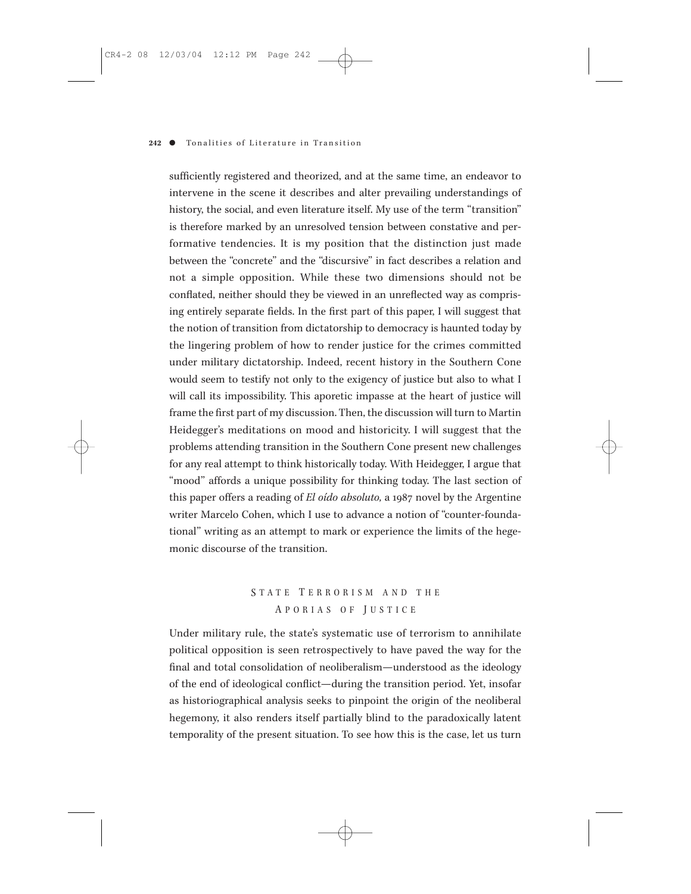sufficiently registered and theorized, and at the same time, an endeavor to intervene in the scene it describes and alter prevailing understandings of history, the social, and even literature itself. My use of the term "transition" is therefore marked by an unresolved tension between constative and performative tendencies. It is my position that the distinction just made between the "concrete" and the "discursive" in fact describes a relation and not a simple opposition. While these two dimensions should not be conflated, neither should they be viewed in an unreflected way as comprising entirely separate fields. In the first part of this paper, I will suggest that the notion of transition from dictatorship to democracy is haunted today by the lingering problem of how to render justice for the crimes committed under military dictatorship. Indeed, recent history in the Southern Cone would seem to testify not only to the exigency of justice but also to what I will call its impossibility. This aporetic impasse at the heart of justice will frame the first part of my discussion. Then, the discussion will turn to Martin Heidegger's meditations on mood and historicity. I will suggest that the problems attending transition in the Southern Cone present new challenges for any real attempt to think historically today. With Heidegger, I argue that "mood" affords a unique possibility for thinking today. The last section of this paper offers a reading of *El oído absoluto,* a 1987 novel by the Argentine writer Marcelo Cohen, which I use to advance a notion of "counter-foundational" writing as an attempt to mark or experience the limits of the hegemonic discourse of the transition.

## State Terrorism and the Aporias of Justice

Under military rule, the state's systematic use of terrorism to annihilate political opposition is seen retrospectively to have paved the way for the final and total consolidation of neoliberalism—understood as the ideology of the end of ideological conflict—during the transition period. Yet, insofar as historiographical analysis seeks to pinpoint the origin of the neoliberal hegemony, it also renders itself partially blind to the paradoxically latent temporality of the present situation. To see how this is the case, let us turn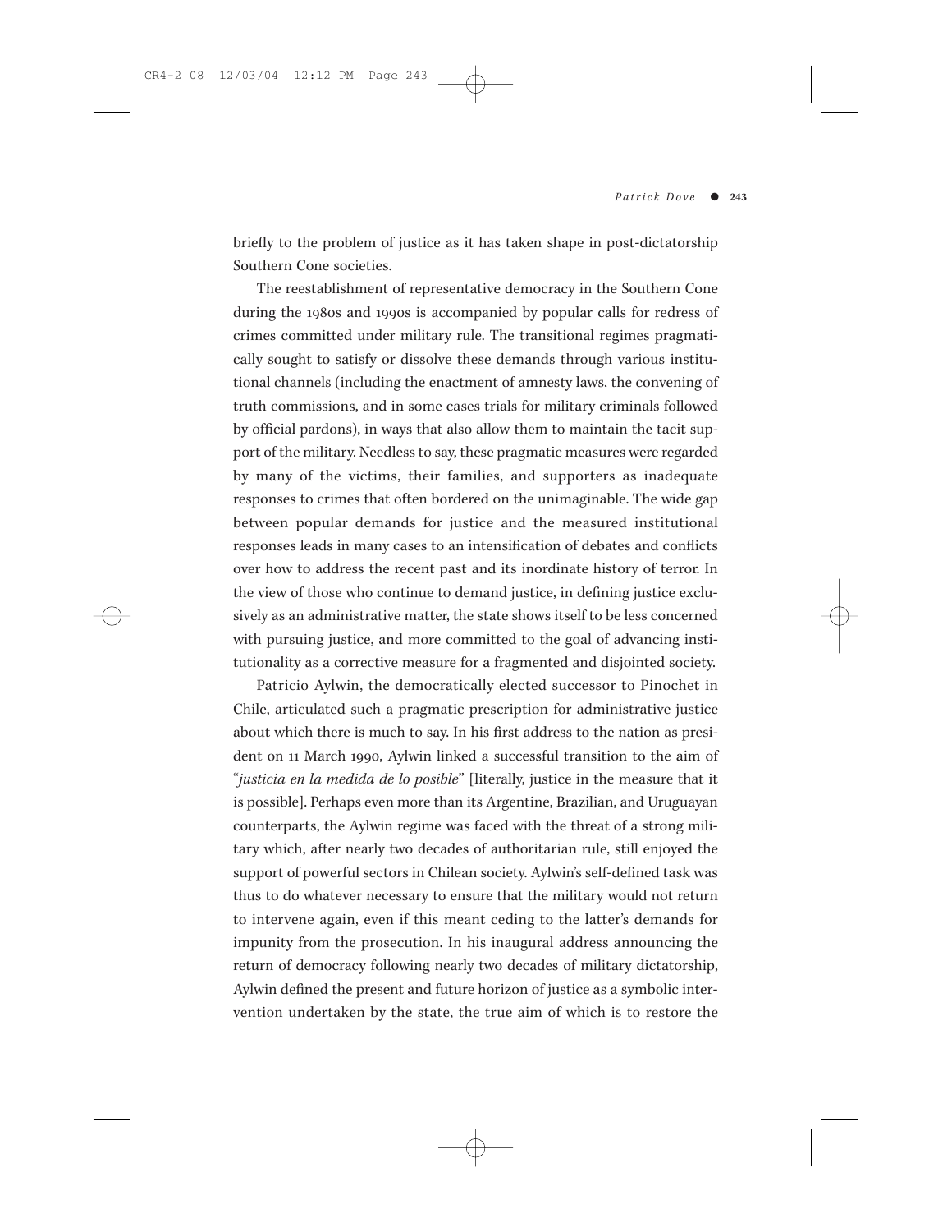briefly to the problem of justice as it has taken shape in post-dictatorship Southern Cone societies.

The reestablishment of representative democracy in the Southern Cone during the 1980s and 1990s is accompanied by popular calls for redress of crimes committed under military rule. The transitional regimes pragmatically sought to satisfy or dissolve these demands through various institutional channels (including the enactment of amnesty laws, the convening of truth commissions, and in some cases trials for military criminals followed by official pardons), in ways that also allow them to maintain the tacit support of the military. Needless to say, these pragmatic measures were regarded by many of the victims, their families, and supporters as inadequate responses to crimes that often bordered on the unimaginable. The wide gap between popular demands for justice and the measured institutional responses leads in many cases to an intensification of debates and conflicts over how to address the recent past and its inordinate history of terror. In the view of those who continue to demand justice, in defining justice exclusively as an administrative matter, the state shows itself to be less concerned with pursuing justice, and more committed to the goal of advancing institutionality as a corrective measure for a fragmented and disjointed society.

Patricio Aylwin, the democratically elected successor to Pinochet in Chile, articulated such a pragmatic prescription for administrative justice about which there is much to say. In his first address to the nation as president on 11 March 1990, Aylwin linked a successful transition to the aim of "*justicia en la medida de lo posible*" [literally, justice in the measure that it is possible]. Perhaps even more than its Argentine, Brazilian, and Uruguayan counterparts, the Aylwin regime was faced with the threat of a strong military which, after nearly two decades of authoritarian rule, still enjoyed the support of powerful sectors in Chilean society. Aylwin's self-defined task was thus to do whatever necessary to ensure that the military would not return to intervene again, even if this meant ceding to the latter's demands for impunity from the prosecution. In his inaugural address announcing the return of democracy following nearly two decades of military dictatorship, Aylwin defined the present and future horizon of justice as a symbolic intervention undertaken by the state, the true aim of which is to restore the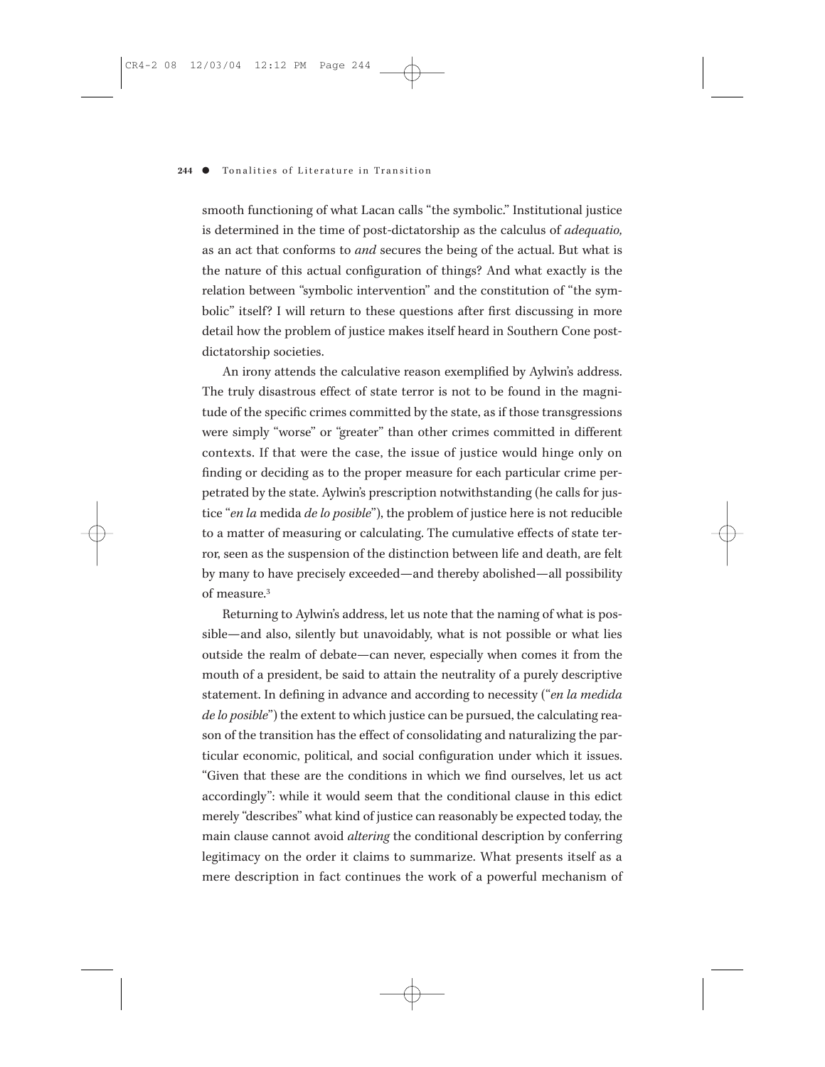smooth functioning of what Lacan calls "the symbolic." Institutional justice is determined in the time of post-dictatorship as the calculus of *adequatio,* as an act that conforms to *and* secures the being of the actual. But what is the nature of this actual configuration of things? And what exactly is the relation between "symbolic intervention" and the constitution of "the symbolic" itself? I will return to these questions after first discussing in more detail how the problem of justice makes itself heard in Southern Cone post-dictatorship societies.

An irony attends the calculative reason exemplified by Aylwin's address. The truly disastrous effect of state terror is not to be found in the magnitude of the specific crimes committed by the state, as if those transgressions were simply "worse" or "greater" than other crimes committed in different contexts. If that were the case, the issue of justice would hinge only on finding or deciding as to the proper measure for each particular crime perpetrated by the state. Aylwin's prescription notwithstanding (he calls for justice "*en la* medida *de lo posible*"), the problem of justice here is not reducible to a matter of measuring or calculating. The cumulative effects of state terror, seen as the suspension of the distinction between life and death, are felt by many to have precisely exceeded—and thereby abolished—all possibility of measure.[3]

Returning to Aylwin's address, let us note that the naming of what is possible—and also, silently but unavoidably, what is not possible or what lies outside the realm of debate—can never, especially when comes it from the mouth of a president, be said to attain the neutrality of a purely descriptive statement. In defining in advance and according to necessity ("*en la medida de lo posible*") the extent to which justice can be pursued, the calculating reason of the transition has the effect of consolidating and naturalizing the particular economic, political, and social configuration under which it issues. "Given that these are the conditions in which we find ourselves, let us act accordingly": while it would seem that the conditional clause in this edict merely "describes" what kind of justice can reasonably be expected today, the main clause cannot avoid *altering* the conditional description by conferring legitimacy on the order it claims to summarize. What presents itself as a mere description in fact continues the work of a powerful mechanism of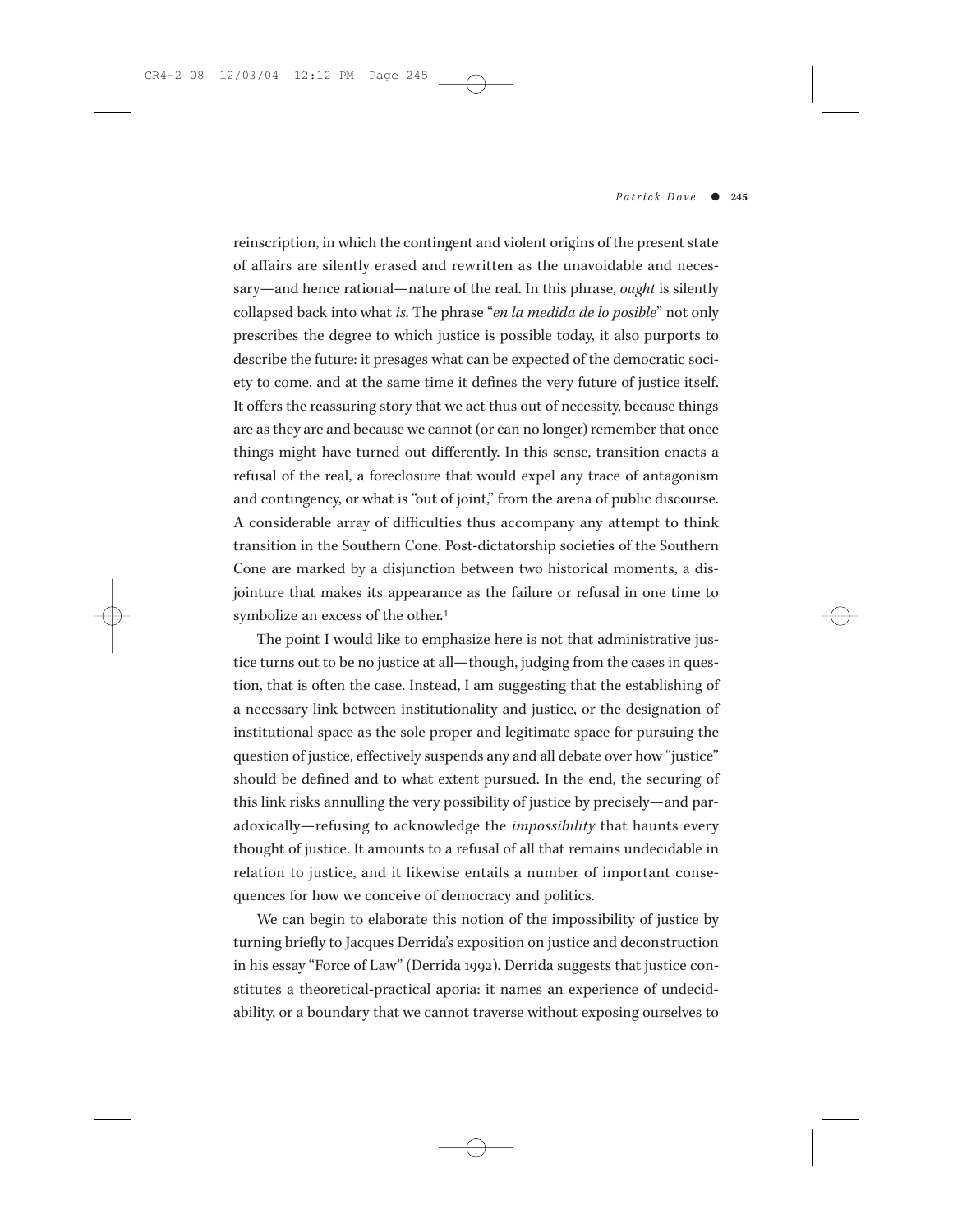reinscription, in which the contingent and violent origins of the present state of affairs are silently erased and rewritten as the unavoidable and necessary—and hence rational—nature of the real. In this phrase, *ought* is silently collapsed back into what *is.* The phrase "*en la medida de lo posible*" not only prescribes the degree to which justice is possible today, it also purports to describe the future: it presages what can be expected of the democratic society to come, and at the same time it defines the very future of justice itself. It offers the reassuring story that we act thus out of necessity, because things are as they are and because we cannot (or can no longer) remember that once things might have turned out differently. In this sense, transition enacts a refusal of the real, a foreclosure that would expel any trace of antagonism and contingency, or what is "out of joint," from the arena of public discourse. A considerable array of difficulties thus accompany any attempt to think transition in the Southern Cone. Post-dictatorship societies of the Southern Cone are marked by a disjunction between two historical moments, a disjointure that makes its appearance as the failure or refusal in one time to symbolize an excess of the other.[4]

The point I would like to emphasize here is not that administrative justice turns out to be no justice at all—though, judging from the cases in question, that is often the case. Instead, I am suggesting that the establishing of a necessary link between institutionality and justice, or the designation of institutional space as the sole proper and legitimate space for pursuing the question of justice, effectively suspends any and all debate over how "justice" should be defined and to what extent pursued. In the end, the securing of this link risks annulling the very possibility of justice by precisely—and paradoxically—refusing to acknowledge the *impossibility* that haunts every thought of justice. It amounts to a refusal of all that remains undecidable in relation to justice, and it likewise entails a number of important consequences for how we conceive of democracy and politics.

We can begin to elaborate this notion of the impossibility of justice by turning briefly to Jacques Derrida's exposition on justice and deconstruction in his essay "Force of Law" (Derrida 1992). Derrida suggests that justice constitutes a theoretical-practical aporia: it names an experience of undecidability, or a boundary that we cannot traverse without exposing ourselves to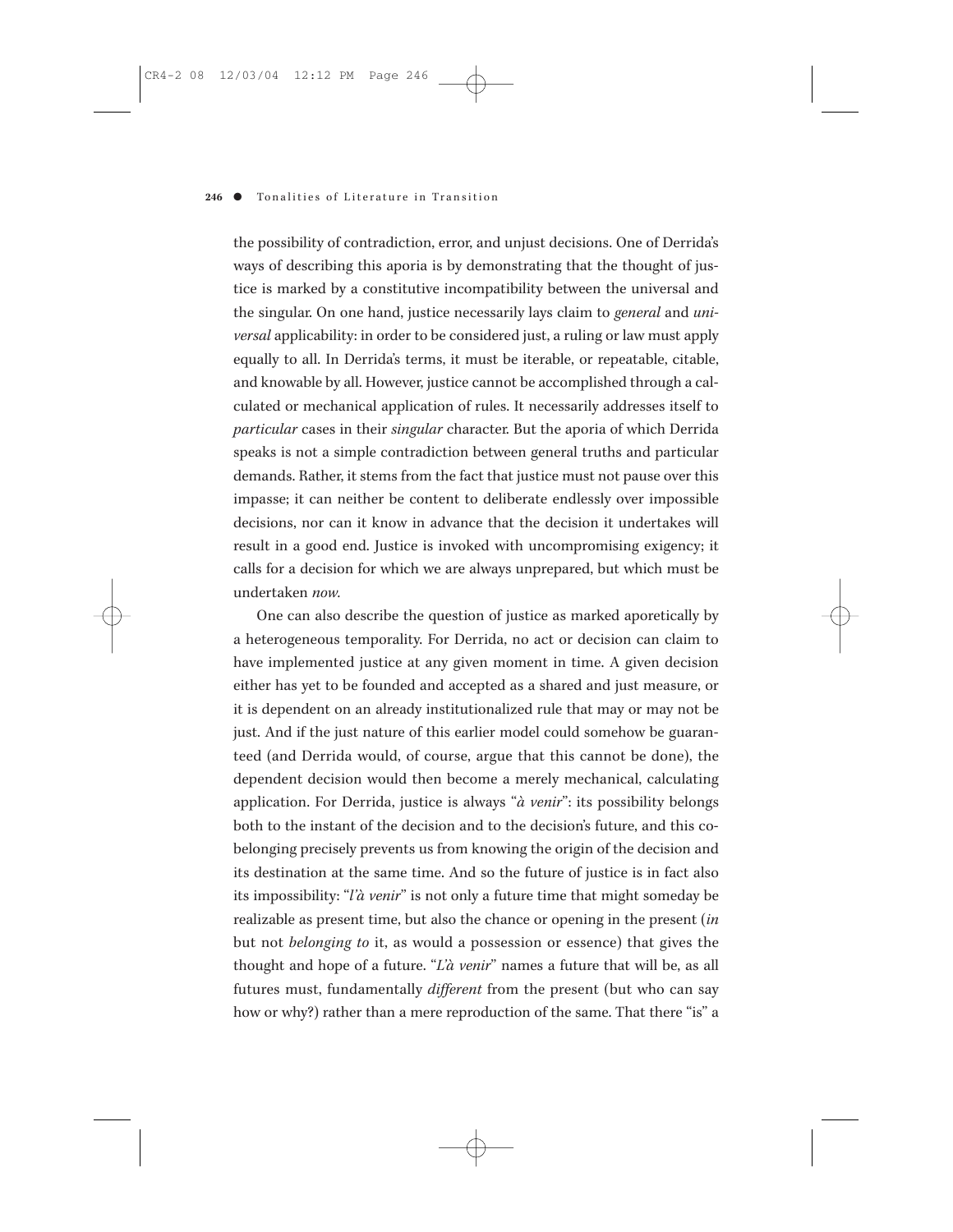the possibility of contradiction, error, and unjust decisions. One of Derrida's ways of describing this aporia is by demonstrating that the thought of justice is marked by a constitutive incompatibility between the universal and the singular. On one hand, justice necessarily lays claim to *general* and *universal* applicability: in order to be considered just, a ruling or law must apply equally to all. In Derrida's terms, it must be iterable, or repeatable, citable, and knowable by all. However, justice cannot be accomplished through a calculated or mechanical application of rules. It necessarily addresses itself to *particular* cases in their *singular* character. But the aporia of which Derrida speaks is not a simple contradiction between general truths and particular demands. Rather, it stems from the fact that justice must not pause over this impasse; it can neither be content to deliberate endlessly over impossible decisions, nor can it know in advance that the decision it undertakes will result in a good end. Justice is invoked with uncompromising exigency; it calls for a decision for which we are always unprepared, but which must be undertaken *now*.

One can also describe the question of justice as marked aporetically by a heterogeneous temporality. For Derrida, no act or decision can claim to have implemented justice at any given moment in time. A given decision either has yet to be founded and accepted as a shared and just measure, or it is dependent on an already institutionalized rule that may or may not be just. And if the just nature of this earlier model could somehow be guaranteed (and Derrida would, of course, argue that this cannot be done), the dependent decision would then become a merely mechanical, calculating application. For Derrida, justice is always "*à venir*": its possibility belongs both to the instant of the decision and to the decision's future, and this co-belonging precisely prevents us from knowing the origin of the decision and its destination at the same time. And so the future of justice is in fact also its impossibility: "*l'à venir*" is not only a future time that might someday be realizable as present time, but also the chance or opening in the present (*in* but not *belonging to* it, as would a possession or essence) that gives the thought and hope of a future. "*L'à venir*" names a future that will be, as all futures must, fundamentally *different* from the present (but who can say how or why?) rather than a mere reproduction of the same. That there "is" a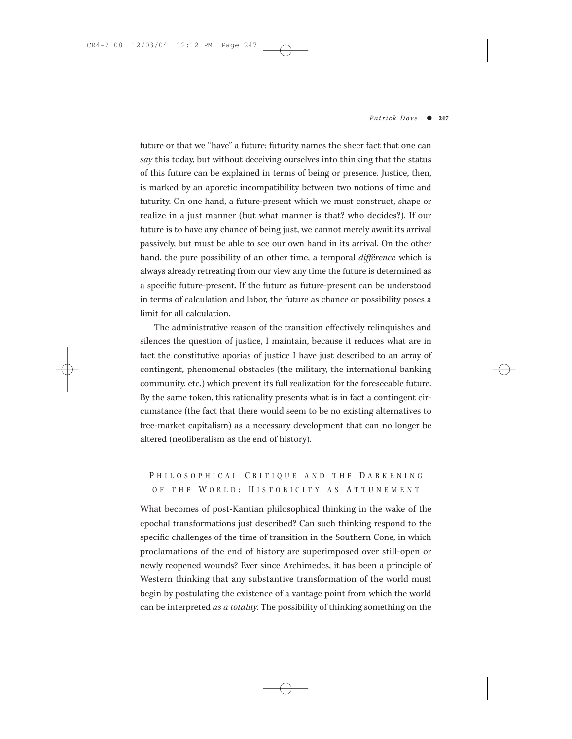future or that we "have" a future: futurity names the sheer fact that one can *say* this today, but without deceiving ourselves into thinking that the status of this future can be explained in terms of being or presence. Justice, then, is marked by an aporetic incompatibility between two notions of time and futurity. On one hand, a future-present which we must construct, shape or realize in a just manner (but what manner is that? who decides?). If our future is to have any chance of being just, we cannot merely await its arrival passively, but must be able to see our own hand in its arrival. On the other hand, the pure possibility of an other time, a temporal *différence* which is always already retreating from our view any time the future is determined as a specific future-present. If the future as future-present can be understood in terms of calculation and labor, the future as chance or possibility poses a limit for all calculation.

The administrative reason of the transition effectively relinquishes and silences the question of justice, I maintain, because it reduces what are in fact the constitutive aporias of justice I have just described to an array of contingent, phenomenal obstacles (the military, the international banking community, etc.) which prevent its full realization for the foreseeable future. By the same token, this rationality presents what is in fact a contingent circumstance (the fact that there would seem to be no existing alternatives to free-market capitalism) as a necessary development that can no longer be altered (neoliberalism as the end of history).

## PHILOSOPHICAL CRITIQUE AND THE DARKENING OF THE WORLD: HISTORICITY AS ATTUNEMENT

What becomes of post-Kantian philosophical thinking in the wake of the epochal transformations just described? Can such thinking respond to the specific challenges of the time of transition in the Southern Cone, in which proclamations of the end of history are superimposed over still-open or newly reopened wounds? Ever since Archimedes, it has been a principle of Western thinking that any substantive transformation of the world must begin by postulating the existence of a vantage point from which the world can be interpreted *as a totality*. The possibility of thinking something on the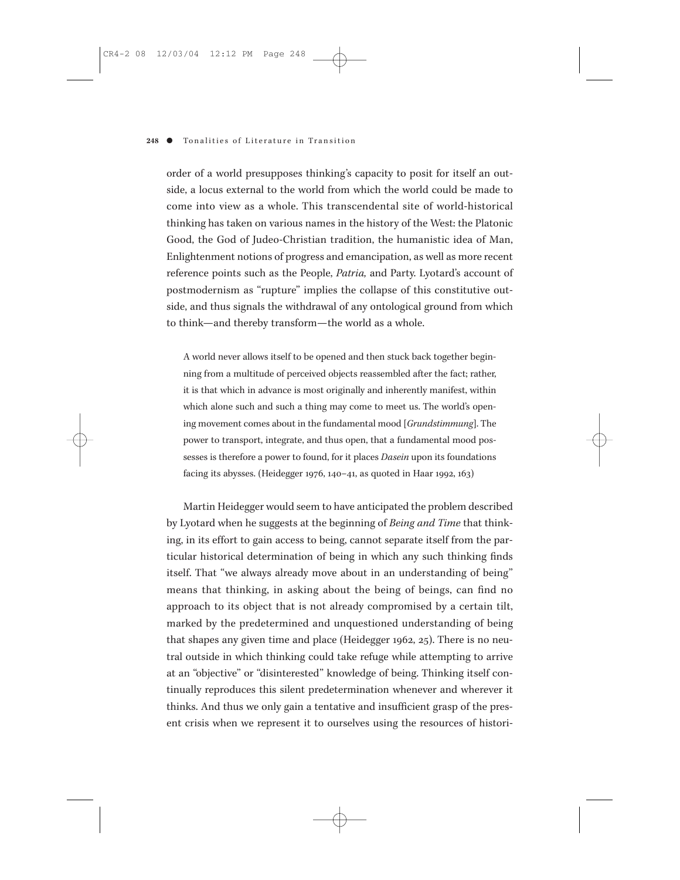order of a world presupposes thinking's capacity to posit for itself an outside, a locus external to the world from which the world could be made to come into view as a whole. This transcendental site of world-historical thinking has taken on various names in the history of the West: the Platonic Good, the God of Judeo-Christian tradition, the humanistic idea of Man, Enlightenment notions of progress and emancipation, as well as more recent reference points such as the People, *Patria,* and Party. Lyotard's account of postmodernism as "rupture" implies the collapse of this constitutive outside, and thus signals the withdrawal of any ontological ground from which to think—and thereby transform—the world as a whole.

> A world never allows itself to be opened and then stuck back together beginning from a multitude of perceived objects reassembled after the fact; rather, it is that which in advance is most originally and inherently manifest, within which alone such and such a thing may come to meet us. The world's opening movement comes about in the fundamental mood [*Grundstimmung*]. The power to transport, integrate, and thus open, that a fundamental mood possesses is therefore a power to found, for it places *Dasein* upon its foundations facing its abysses. (Heidegger 1976, 140–41, as quoted in Haar 1992, 163)

Martin Heidegger would seem to have anticipated the problem described by Lyotard when he suggests at the beginning of *Being and Time* that thinking, in its effort to gain access to being, cannot separate itself from the particular historical determination of being in which any such thinking finds itself. That "we always already move about in an understanding of being" means that thinking, in asking about the being of beings, can find no approach to its object that is not already compromised by a certain tilt, marked by the predetermined and unquestioned understanding of being that shapes any given time and place (Heidegger 1962, 25). There is no neutral outside in which thinking could take refuge while attempting to arrive at an "objective" or "disinterested" knowledge of being. Thinking itself continually reproduces this silent predetermination whenever and wherever it thinks. And thus we only gain a tentative and insufficient grasp of the present crisis when we represent it to ourselves using the resources of histori-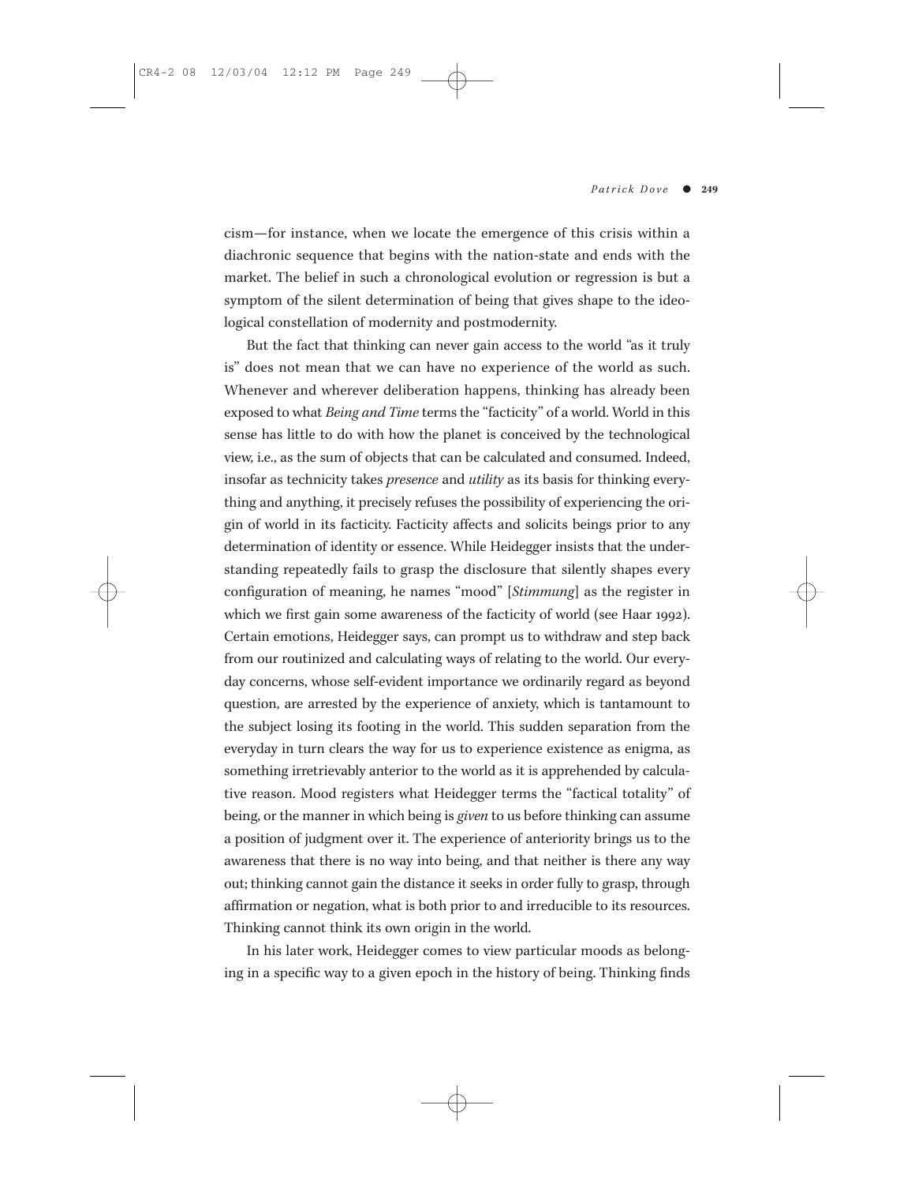cism—for instance, when we locate the emergence of this crisis within a diachronic sequence that begins with the nation-state and ends with the market. The belief in such a chronological evolution or regression is but a symptom of the silent determination of being that gives shape to the ideological constellation of modernity and postmodernity.

But the fact that thinking can never gain access to the world "as it truly is" does not mean that we can have no experience of the world as such. Whenever and wherever deliberation happens, thinking has already been exposed to what *Being and Time* terms the "facticity" of a world. World in this sense has little to do with how the planet is conceived by the technological view, i.e., as the sum of objects that can be calculated and consumed. Indeed, insofar as technicity takes *presence* and *utility* as its basis for thinking everything and anything, it precisely refuses the possibility of experiencing the origin of world in its facticity. Facticity affects and solicits beings prior to any determination of identity or essence. While Heidegger insists that the understanding repeatedly fails to grasp the disclosure that silently shapes every configuration of meaning, he names "mood" [*Stimmung*] as the register in which we first gain some awareness of the facticity of world (see Haar 1992). Certain emotions, Heidegger says, can prompt us to withdraw and step back from our routinized and calculating ways of relating to the world. Our everyday concerns, whose self-evident importance we ordinarily regard as beyond question, are arrested by the experience of anxiety, which is tantamount to the subject losing its footing in the world. This sudden separation from the everyday in turn clears the way for us to experience existence as enigma, as something irretrievably anterior to the world as it is apprehended by calculative reason. Mood registers what Heidegger terms the "factical totality" of being, or the manner in which being is *given* to us before thinking can assume a position of judgment over it. The experience of anteriority brings us to the awareness that there is no way into being, and that neither is there any way out; thinking cannot gain the distance it seeks in order fully to grasp, through affirmation or negation, what is both prior to and irreducible to its resources. Thinking cannot think its own origin in the world.

In his later work, Heidegger comes to view particular moods as belonging in a specific way to a given epoch in the history of being. Thinking finds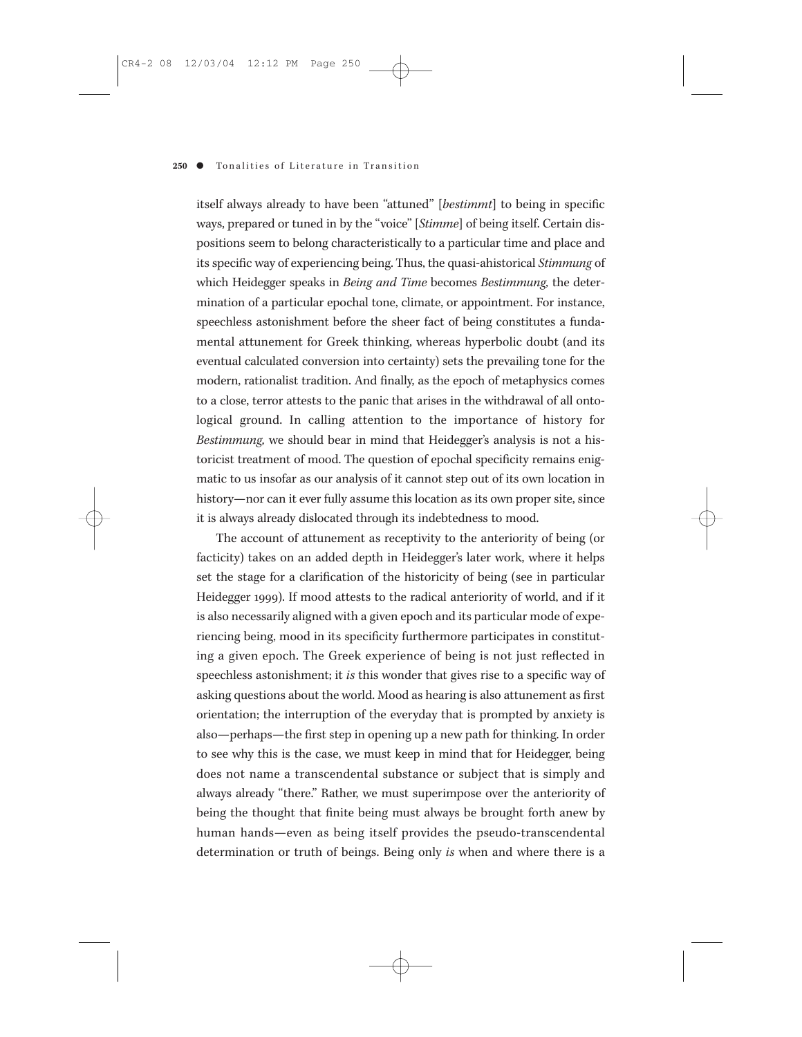itself always already to have been "attuned" [*bestimmt*] to being in specific ways, prepared or tuned in by the "voice" [*Stimme*] of being itself. Certain dispositions seem to belong characteristically to a particular time and place and its specific way of experiencing being. Thus, the quasi-ahistorical *Stimmung* of which Heidegger speaks in *Being and Time* becomes *Bestimmung,* the determination of a particular epochal tone, climate, or appointment. For instance, speechless astonishment before the sheer fact of being constitutes a fundamental attunement for Greek thinking, whereas hyperbolic doubt (and its eventual calculated conversion into certainty) sets the prevailing tone for the modern, rationalist tradition. And finally, as the epoch of metaphysics comes to a close, terror attests to the panic that arises in the withdrawal of all ontological ground. In calling attention to the importance of history for *Bestimmung,* we should bear in mind that Heidegger's analysis is not a historicist treatment of mood. The question of epochal specificity remains enigmatic to us insofar as our analysis of it cannot step out of its own location in history—nor can it ever fully assume this location as its own proper site, since it is always already dislocated through its indebtedness to mood.

The account of attunement as receptivity to the anteriority of being (or facticity) takes on an added depth in Heidegger's later work, where it helps set the stage for a clarification of the historicity of being (see in particular Heidegger 1999). If mood attests to the radical anteriority of world, and if it is also necessarily aligned with a given epoch and its particular mode of experiencing being, mood in its specificity furthermore participates in constituting a given epoch. The Greek experience of being is not just reflected in speechless astonishment; it *is* this wonder that gives rise to a specific way of asking questions about the world. Mood as hearing is also attunement as first orientation; the interruption of the everyday that is prompted by anxiety is also—perhaps—the first step in opening up a new path for thinking. In order to see why this is the case, we must keep in mind that for Heidegger, being does not name a transcendental substance or subject that is simply and always already "there." Rather, we must superimpose over the anteriority of being the thought that finite being must always be brought forth anew by human hands—even as being itself provides the pseudo-transcendental determination or truth of beings. Being only *is* when and where there is a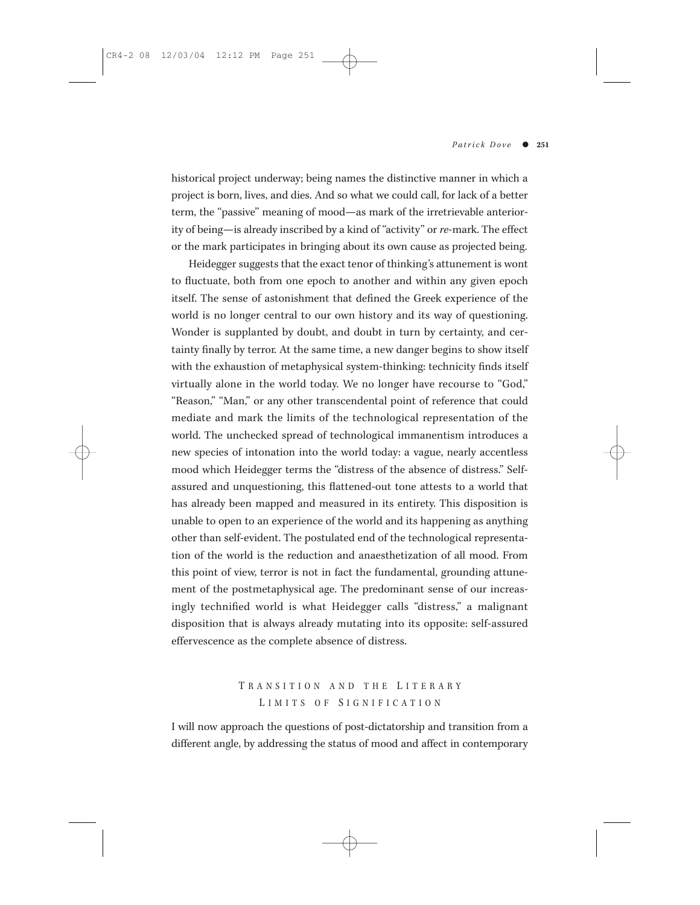historical project underway; being names the distinctive manner in which a project is born, lives, and dies. And so what we could call, for lack of a better term, the "passive" meaning of mood—as mark of the irretrievable anteriority of being—is already inscribed by a kind of "activity" or *re*-mark. The effect or the mark participates in bringing about its own cause as projected being.

Heidegger suggests that the exact tenor of thinking's attunement is wont to fluctuate, both from one epoch to another and within any given epoch itself. The sense of astonishment that defined the Greek experience of the world is no longer central to our own history and its way of questioning. Wonder is supplanted by doubt, and doubt in turn by certainty, and certainty finally by terror. At the same time, a new danger begins to show itself with the exhaustion of metaphysical system-thinking: technicity finds itself virtually alone in the world today. We no longer have recourse to "God," "Reason," "Man," or any other transcendental point of reference that could mediate and mark the limits of the technological representation of the world. The unchecked spread of technological immanentism introduces a new species of intonation into the world today: a vague, nearly accentless mood which Heidegger terms the "distress of the absence of distress." Self-assured and unquestioning, this flattened-out tone attests to a world that has already been mapped and measured in its entirety. This disposition is unable to open to an experience of the world and its happening as anything other than self-evident. The postulated end of the technological representation of the world is the reduction and anaesthetization of all mood. From this point of view, terror is not in fact the fundamental, grounding attunement of the postmetaphysical age. The predominant sense of our increasingly technified world is what Heidegger calls "distress," a malignant disposition that is always already mutating into its opposite: self-assured effervescence as the complete absence of distress.

## Transition and the Literary Limits of Signification

I will now approach the questions of post-dictatorship and transition from a different angle, by addressing the status of mood and affect in contemporary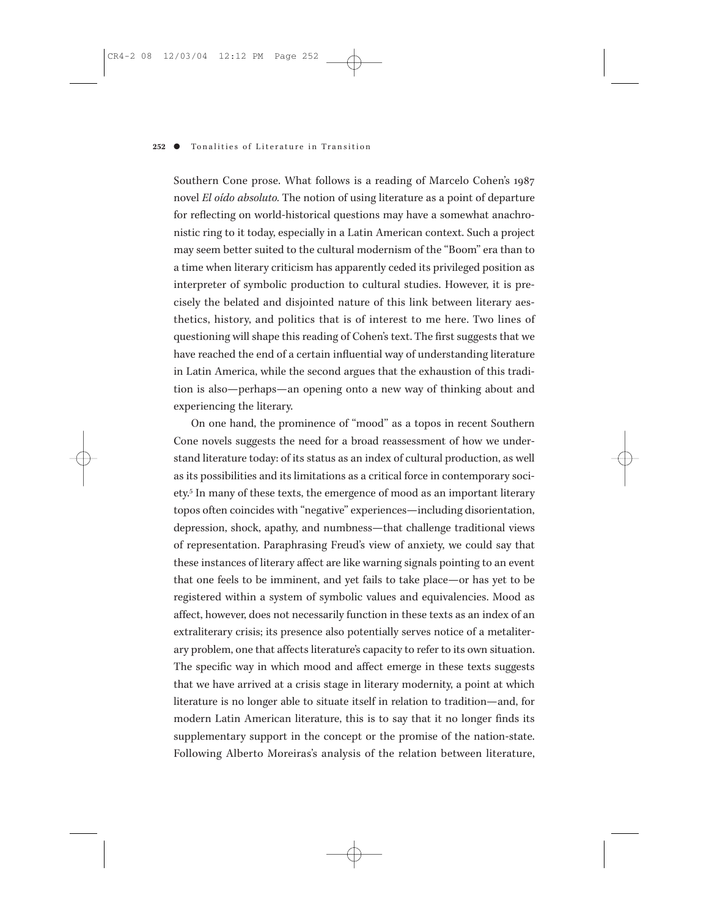Southern Cone prose. What follows is a reading of Marcelo Cohen's 1987 novel *El oído absoluto*. The notion of using literature as a point of departure for reflecting on world-historical questions may have a somewhat anachronistic ring to it today, especially in a Latin American context. Such a project may seem better suited to the cultural modernism of the "Boom" era than to a time when literary criticism has apparently ceded its privileged position as interpreter of symbolic production to cultural studies. However, it is precisely the belated and disjointed nature of this link between literary aesthetics, history, and politics that is of interest to me here. Two lines of questioning will shape this reading of Cohen's text. The first suggests that we have reached the end of a certain influential way of understanding literature in Latin America, while the second argues that the exhaustion of this tradition is also—perhaps—an opening onto a new way of thinking about and experiencing the literary.

On one hand, the prominence of "mood" as a topos in recent Southern Cone novels suggests the need for a broad reassessment of how we understand literature today: of its status as an index of cultural production, as well as its possibilities and its limitations as a critical force in contemporary society.[5] In many of these texts, the emergence of mood as an important literary topos often coincides with "negative" experiences—including disorientation, depression, shock, apathy, and numbness—that challenge traditional views of representation. Paraphrasing Freud's view of anxiety, we could say that these instances of literary affect are like warning signals pointing to an event that one feels to be imminent, and yet fails to take place—or has yet to be registered within a system of symbolic values and equivalencies. Mood as affect, however, does not necessarily function in these texts as an index of an extraliterary crisis; its presence also potentially serves notice of a metaliterary problem, one that affects literature's capacity to refer to its own situation. The specific way in which mood and affect emerge in these texts suggests that we have arrived at a crisis stage in literary modernity, a point at which literature is no longer able to situate itself in relation to tradition—and, for modern Latin American literature, this is to say that it no longer finds its supplementary support in the concept or the promise of the nation-state. Following Alberto Moreiras's analysis of the relation between literature,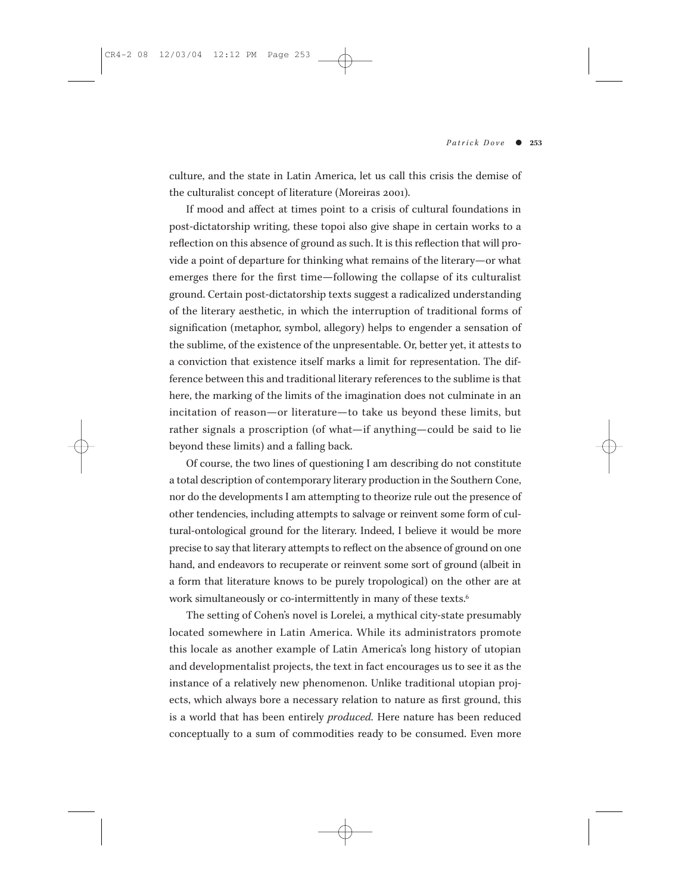culture, and the state in Latin America, let us call this crisis the demise of the culturalist concept of literature (Moreiras 2001).

If mood and affect at times point to a crisis of cultural foundations in post-dictatorship writing, these topoi also give shape in certain works to a reflection on this absence of ground as such. It is this reflection that will provide a point of departure for thinking what remains of the literary—or what emerges there for the first time—following the collapse of its culturalist ground. Certain post-dictatorship texts suggest a radicalized understanding of the literary aesthetic, in which the interruption of traditional forms of signification (metaphor, symbol, allegory) helps to engender a sensation of the sublime, of the existence of the unpresentable. Or, better yet, it attests to a conviction that existence itself marks a limit for representation. The difference between this and traditional literary references to the sublime is that here, the marking of the limits of the imagination does not culminate in an incitation of reason—or literature—to take us beyond these limits, but rather signals a proscription (of what—if anything—could be said to lie beyond these limits) and a falling back.

Of course, the two lines of questioning I am describing do not constitute a total description of contemporary literary production in the Southern Cone, nor do the developments I am attempting to theorize rule out the presence of other tendencies, including attempts to salvage or reinvent some form of cultural-ontological ground for the literary. Indeed, I believe it would be more precise to say that literary attempts to reflect on the absence of ground on one hand, and endeavors to recuperate or reinvent some sort of ground (albeit in a form that literature knows to be purely tropological) on the other are at work simultaneously or co-intermittently in many of these texts.[6]

The setting of Cohen's novel is Lorelei, a mythical city-state presumably located somewhere in Latin America. While its administrators promote this locale as another example of Latin America's long history of utopian and developmentalist projects, the text in fact encourages us to see it as the instance of a relatively new phenomenon. Unlike traditional utopian projects, which always bore a necessary relation to nature as first ground, this is a world that has been entirely *produced.* Here nature has been reduced conceptually to a sum of commodities ready to be consumed. Even more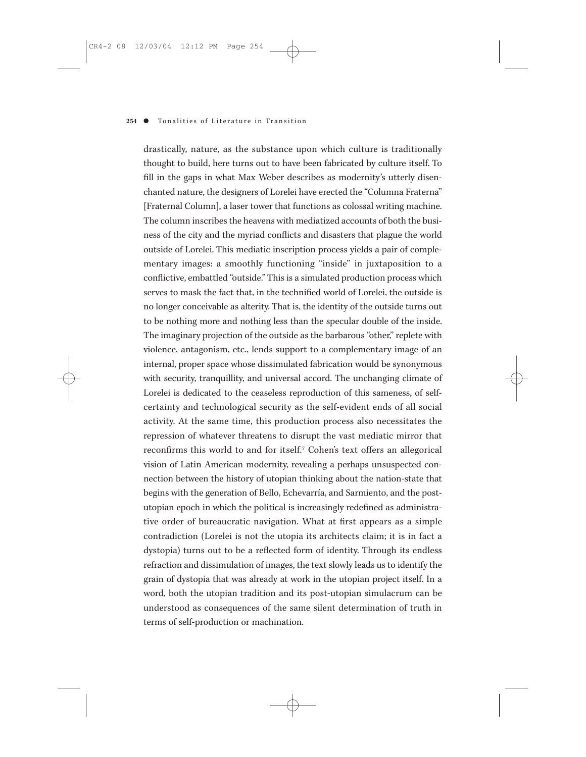drastically, nature, as the substance upon which culture is traditionally thought to build, here turns out to have been fabricated by culture itself. To fill in the gaps in what Max Weber describes as modernity's utterly disenchanted nature, the designers of Lorelei have erected the "Columna Fraterna" [Fraternal Column], a laser tower that functions as colossal writing machine. The column inscribes the heavens with mediatized accounts of both the business of the city and the myriad conflicts and disasters that plague the world outside of Lorelei. This mediatic inscription process yields a pair of complementary images: a smoothly functioning "inside" in juxtaposition to a conflictive, embattled "outside." This is a simulated production process which serves to mask the fact that, in the technified world of Lorelei, the outside is no longer conceivable as alterity. That is, the identity of the outside turns out to be nothing more and nothing less than the specular double of the inside. The imaginary projection of the outside as the barbarous "other," replete with violence, antagonism, etc., lends support to a complementary image of an internal, proper space whose dissimulated fabrication would be synonymous with security, tranquillity, and universal accord. The unchanging climate of Lorelei is dedicated to the ceaseless reproduction of this sameness, of self-certainty and technological security as the self-evident ends of all social activity. At the same time, this production process also necessitates the repression of whatever threatens to disrupt the vast mediatic mirror that reconfirms this world to and for itself.[7] Cohen's text offers an allegorical vision of Latin American modernity, revealing a perhaps unsuspected connection between the history of utopian thinking about the nation-state that begins with the generation of Bello, Echevarría, and Sarmiento, and the post-utopian epoch in which the political is increasingly redefined as administrative order of bureaucratic navigation. What at first appears as a simple contradiction (Lorelei is not the utopia its architects claim; it is in fact a dystopia) turns out to be a reflected form of identity. Through its endless refraction and dissimulation of images, the text slowly leads us to identify the grain of dystopia that was already at work in the utopian project itself. In a word, both the utopian tradition and its post-utopian simulacrum can be understood as consequences of the same silent determination of truth in terms of self-production or machination.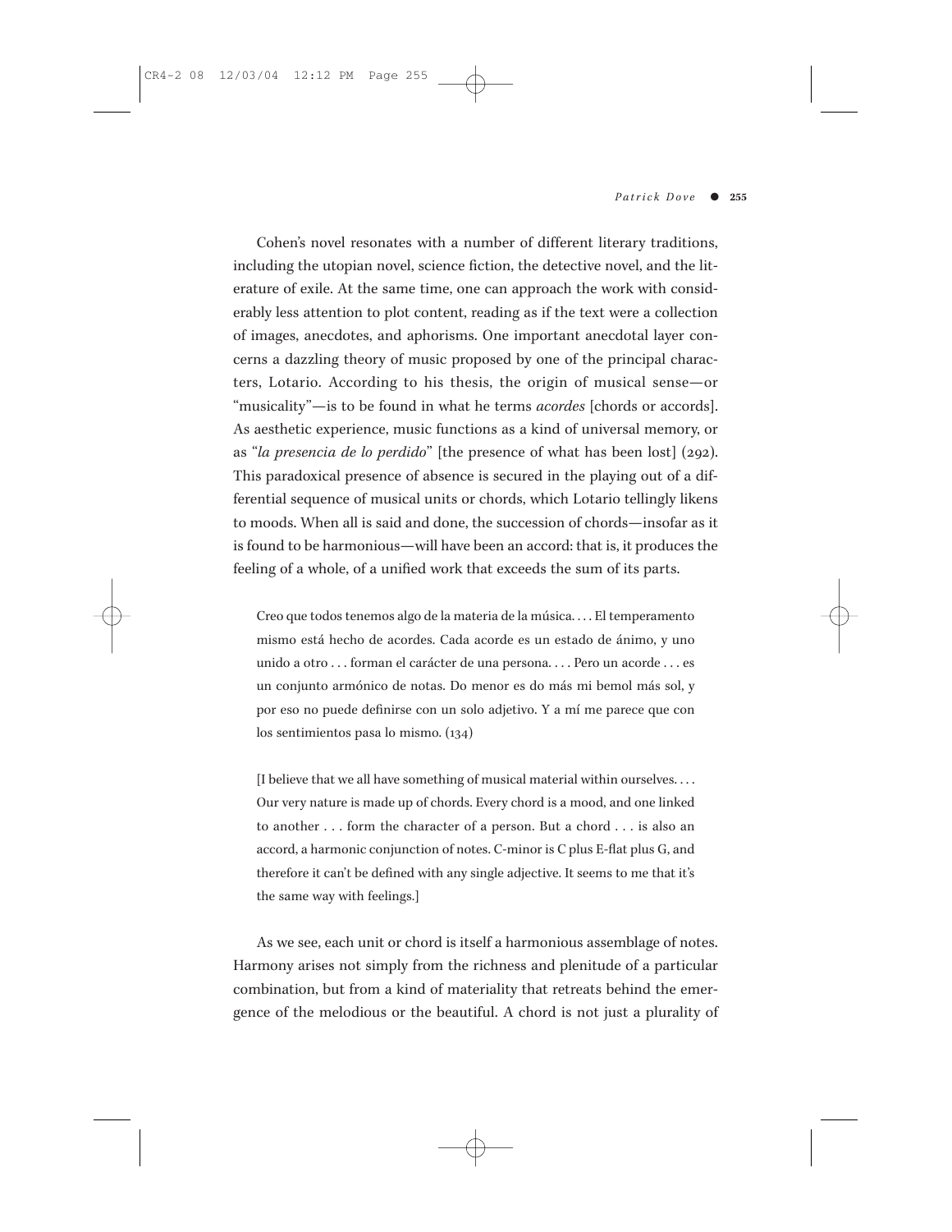Cohen's novel resonates with a number of different literary traditions, including the utopian novel, science fiction, the detective novel, and the literature of exile. At the same time, one can approach the work with considerably less attention to plot content, reading as if the text were a collection of images, anecdotes, and aphorisms. One important anecdotal layer concerns a dazzling theory of music proposed by one of the principal characters, Lotario. According to his thesis, the origin of musical sense—or "musicality"—is to be found in what he terms *acordes* [chords or accords]. As aesthetic experience, music functions as a kind of universal memory, or as "*la presencia de lo perdido*" [the presence of what has been lost] (292). This paradoxical presence of absence is secured in the playing out of a differential sequence of musical units or chords, which Lotario tellingly likens to moods. When all is said and done, the succession of chords—insofar as it is found to be harmonious—will have been an accord: that is, it produces the feeling of a whole, of a unified work that exceeds the sum of its parts.

> Creo que todos tenemos algo de la materia de la música. . . . El temperamento mismo está hecho de acordes. Cada acorde es un estado de ánimo, y uno unido a otro . . . forman el carácter de una persona. . . . Pero un acorde . . . es un conjunto armónico de notas. Do menor es do más mi bemol más sol, y por eso no puede definirse con un solo adjetivo. Y a mí me parece que con los sentimientos pasa lo mismo. (134)

> [I believe that we all have something of musical material within ourselves. . . . Our very nature is made up of chords. Every chord is a mood, and one linked to another . . . form the character of a person. But a chord . . . is also an accord, a harmonic conjunction of notes. C-minor is C plus E-flat plus G, and therefore it can't be defined with any single adjective. It seems to me that it's the same way with feelings.]

As we see, each unit or chord is itself a harmonious assemblage of notes. Harmony arises not simply from the richness and plenitude of a particular combination, but from a kind of materiality that retreats behind the emergence of the melodious or the beautiful. A chord is not just a plurality of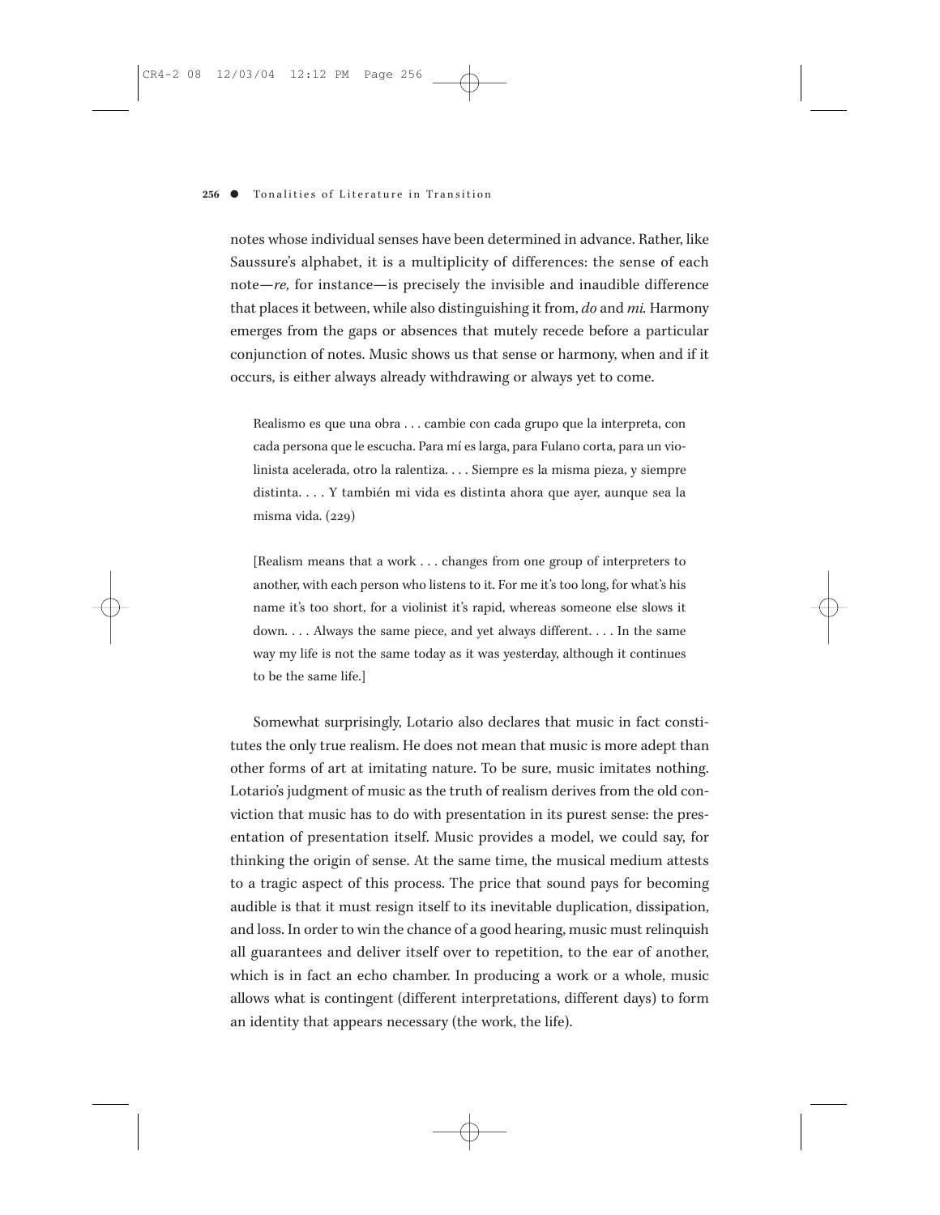notes whose individual senses have been determined in advance. Rather, like Saussure's alphabet, it is a multiplicity of differences: the sense of each note—*re,* for instance—is precisely the invisible and inaudible difference that places it between, while also distinguishing it from, *do* and *mi.* Harmony emerges from the gaps or absences that mutely recede before a particular conjunction of notes. Music shows us that sense or harmony, when and if it occurs, is either always already withdrawing or always yet to come.

> Realismo es que una obra . . . cambie con cada grupo que la interpreta, con cada persona que le escucha. Para mí es larga, para Fulano corta, para un violinista acelerada, otro la ralentiza. . . . Siempre es la misma pieza, y siempre distinta. . . . Y también mi vida es distinta ahora que ayer, aunque sea la misma vida. (229)
>
> [Realism means that a work . . . changes from one group of interpreters to another, with each person who listens to it. For me it's too long, for what's his name it's too short, for a violinist it's rapid, whereas someone else slows it down. . . . Always the same piece, and yet always different. . . . In the same way my life is not the same today as it was yesterday, although it continues to be the same life.]

Somewhat surprisingly, Lotario also declares that music in fact constitutes the only true realism. He does not mean that music is more adept than other forms of art at imitating nature. To be sure, music imitates nothing. Lotario's judgment of music as the truth of realism derives from the old conviction that music has to do with presentation in its purest sense: the presentation of presentation itself. Music provides a model, we could say, for thinking the origin of sense. At the same time, the musical medium attests to a tragic aspect of this process. The price that sound pays for becoming audible is that it must resign itself to its inevitable duplication, dissipation, and loss. In order to win the chance of a good hearing, music must relinquish all guarantees and deliver itself over to repetition, to the ear of another, which is in fact an echo chamber. In producing a work or a whole, music allows what is contingent (different interpretations, different days) to form an identity that appears necessary (the work, the life).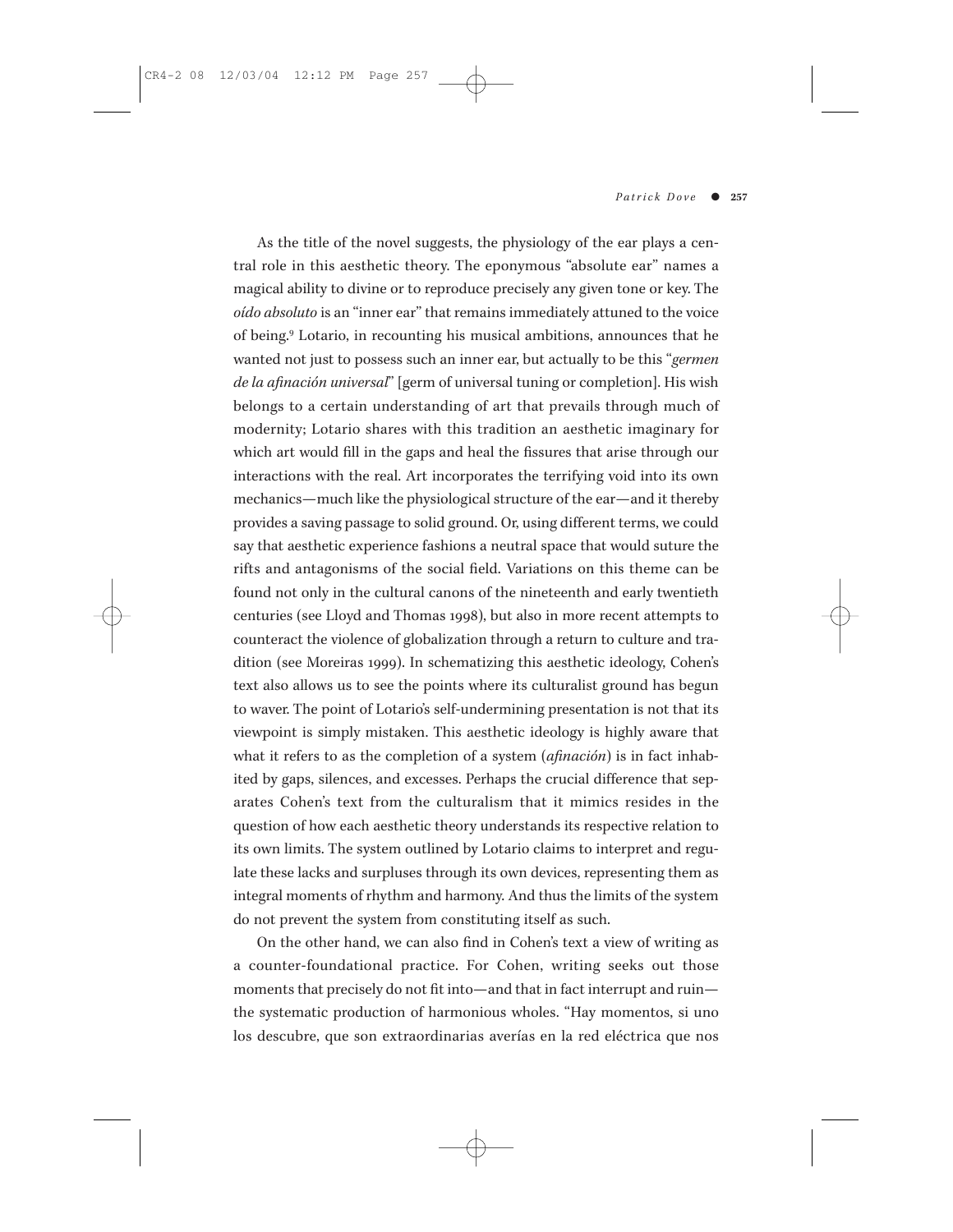As the title of the novel suggests, the physiology of the ear plays a central role in this aesthetic theory. The eponymous "absolute ear" names a magical ability to divine or to reproduce precisely any given tone or key. The *oído absoluto* is an "inner ear" that remains immediately attuned to the voice of being.[9] Lotario, in recounting his musical ambitions, announces that he wanted not just to possess such an inner ear, but actually to be this "*germen de la afinación universal*" [germ of universal tuning or completion]. His wish belongs to a certain understanding of art that prevails through much of modernity; Lotario shares with this tradition an aesthetic imaginary for which art would fill in the gaps and heal the fissures that arise through our interactions with the real. Art incorporates the terrifying void into its own mechanics—much like the physiological structure of the ear—and it thereby provides a saving passage to solid ground. Or, using different terms, we could say that aesthetic experience fashions a neutral space that would suture the rifts and antagonisms of the social field. Variations on this theme can be found not only in the cultural canons of the nineteenth and early twentieth centuries (see Lloyd and Thomas 1998), but also in more recent attempts to counteract the violence of globalization through a return to culture and tradition (see Moreiras 1999). In schematizing this aesthetic ideology, Cohen's text also allows us to see the points where its culturalist ground has begun to waver. The point of Lotario's self-undermining presentation is not that its viewpoint is simply mistaken. This aesthetic ideology is highly aware that what it refers to as the completion of a system (*afinación*) is in fact inhabited by gaps, silences, and excesses. Perhaps the crucial difference that separates Cohen's text from the culturalism that it mimics resides in the question of how each aesthetic theory understands its respective relation to its own limits. The system outlined by Lotario claims to interpret and regulate these lacks and surpluses through its own devices, representing them as integral moments of rhythm and harmony. And thus the limits of the system do not prevent the system from constituting itself as such.

On the other hand, we can also find in Cohen's text a view of writing as a counter-foundational practice. For Cohen, writing seeks out those moments that precisely do not fit into—and that in fact interrupt and ruin—the systematic production of harmonious wholes. "Hay momentos, si uno los descubre, que son extraordinarias averías en la red eléctrica que nos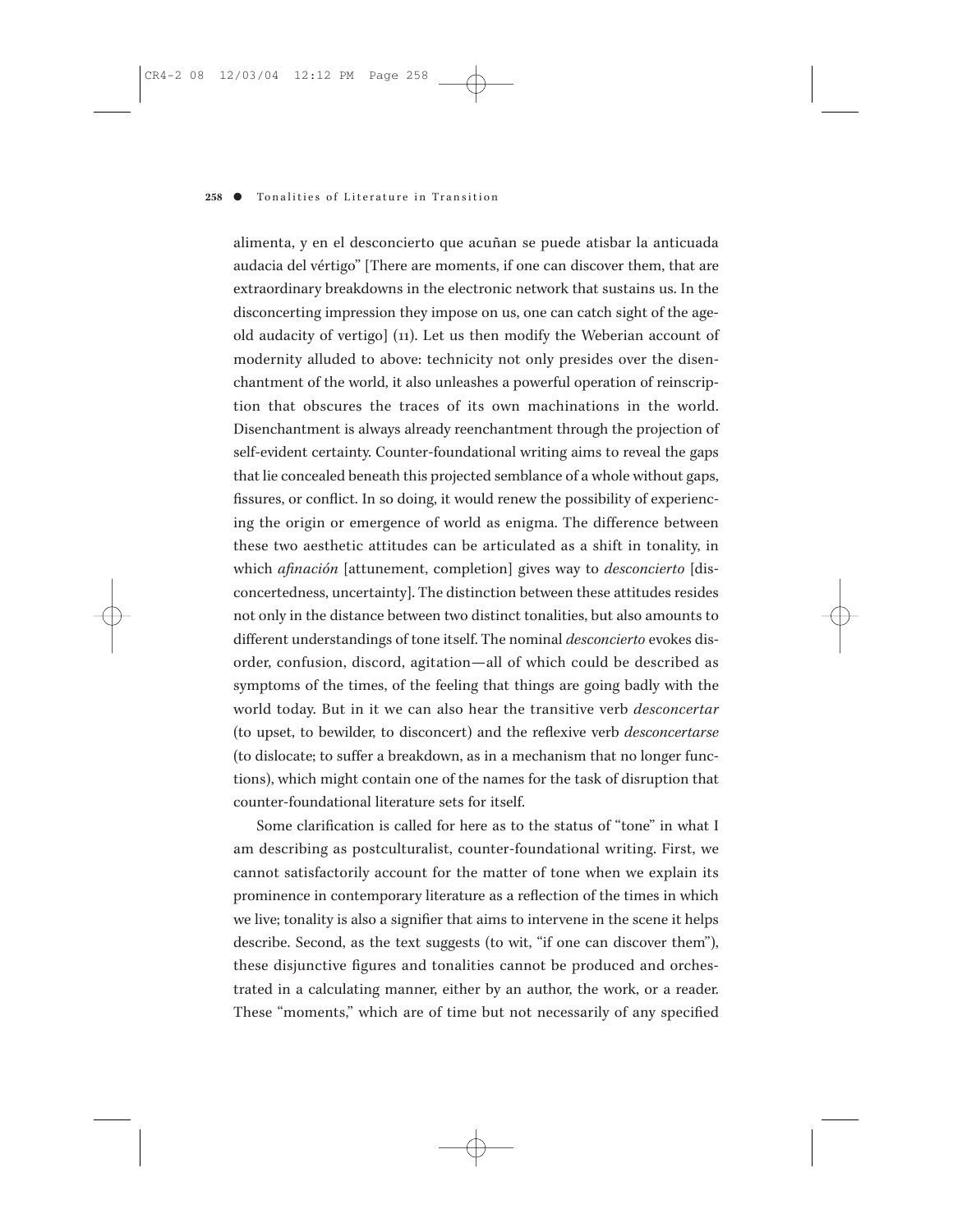alimenta, y en el desconcierto que acuñan se puede atisbar la anticuada audacia del vértigo" [There are moments, if one can discover them, that are extraordinary breakdowns in the electronic network that sustains us. In the disconcerting impression they impose on us, one can catch sight of the age-old audacity of vertigo] (11). Let us then modify the Weberian account of modernity alluded to above: technicity not only presides over the disenchantment of the world, it also unleashes a powerful operation of reinscription that obscures the traces of its own machinations in the world. Disenchantment is always already reenchantment through the projection of self-evident certainty. Counter-foundational writing aims to reveal the gaps that lie concealed beneath this projected semblance of a whole without gaps, fissures, or conflict. In so doing, it would renew the possibility of experiencing the origin or emergence of world as enigma. The difference between these two aesthetic attitudes can be articulated as a shift in tonality, in which *afinación* [attunement, completion] gives way to *desconcierto* [disconcertedness, uncertainty]. The distinction between these attitudes resides not only in the distance between two distinct tonalities, but also amounts to different understandings of tone itself. The nominal *desconcierto* evokes disorder, confusion, discord, agitation—all of which could be described as symptoms of the times, of the feeling that things are going badly with the world today. But in it we can also hear the transitive verb *desconcertar* (to upset, to bewilder, to disconcert) and the reflexive verb *desconcertarse* (to dislocate; to suffer a breakdown, as in a mechanism that no longer functions), which might contain one of the names for the task of disruption that counter-foundational literature sets for itself.

Some clarification is called for here as to the status of "tone" in what I am describing as postculturalist, counter-foundational writing. First, we cannot satisfactorily account for the matter of tone when we explain its prominence in contemporary literature as a reflection of the times in which we live; tonality is also a signifier that aims to intervene in the scene it helps describe. Second, as the text suggests (to wit, "if one can discover them"), these disjunctive figures and tonalities cannot be produced and orchestrated in a calculating manner, either by an author, the work, or a reader. These "moments," which are of time but not necessarily of any specified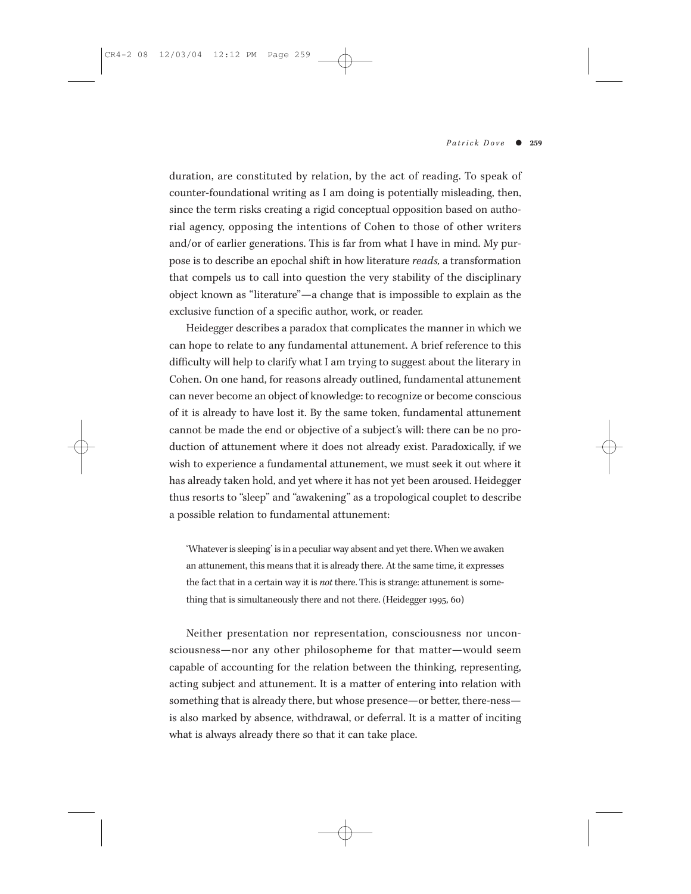duration, are constituted by relation, by the act of reading. To speak of counter-foundational writing as I am doing is potentially misleading, then, since the term risks creating a rigid conceptual opposition based on authorial agency, opposing the intentions of Cohen to those of other writers and/or of earlier generations. This is far from what I have in mind. My purpose is to describe an epochal shift in how literature *reads,* a transformation that compels us to call into question the very stability of the disciplinary object known as "literature"—a change that is impossible to explain as the exclusive function of a specific author, work, or reader.

Heidegger describes a paradox that complicates the manner in which we can hope to relate to any fundamental attunement. A brief reference to this difficulty will help to clarify what I am trying to suggest about the literary in Cohen. On one hand, for reasons already outlined, fundamental attunement can never become an object of knowledge: to recognize or become conscious of it is already to have lost it. By the same token, fundamental attunement cannot be made the end or objective of a subject's will: there can be no production of attunement where it does not already exist. Paradoxically, if we wish to experience a fundamental attunement, we must seek it out where it has already taken hold, and yet where it has not yet been aroused. Heidegger thus resorts to "sleep" and "awakening" as a tropological couplet to describe a possible relation to fundamental attunement:

> 'Whatever is sleeping' is in a peculiar way absent and yet there. When we awaken an attunement, this means that it is already there. At the same time, it expresses the fact that in a certain way it is *not* there. This is strange: attunement is something that is simultaneously there and not there. (Heidegger 1995, 60)

Neither presentation nor representation, consciousness nor unconsciousness—nor any other philosopheme for that matter—would seem capable of accounting for the relation between the thinking, representing, acting subject and attunement. It is a matter of entering into relation with something that is already there, but whose presence—or better, there-ness—is also marked by absence, withdrawal, or deferral. It is a matter of inciting what is always already there so that it can take place.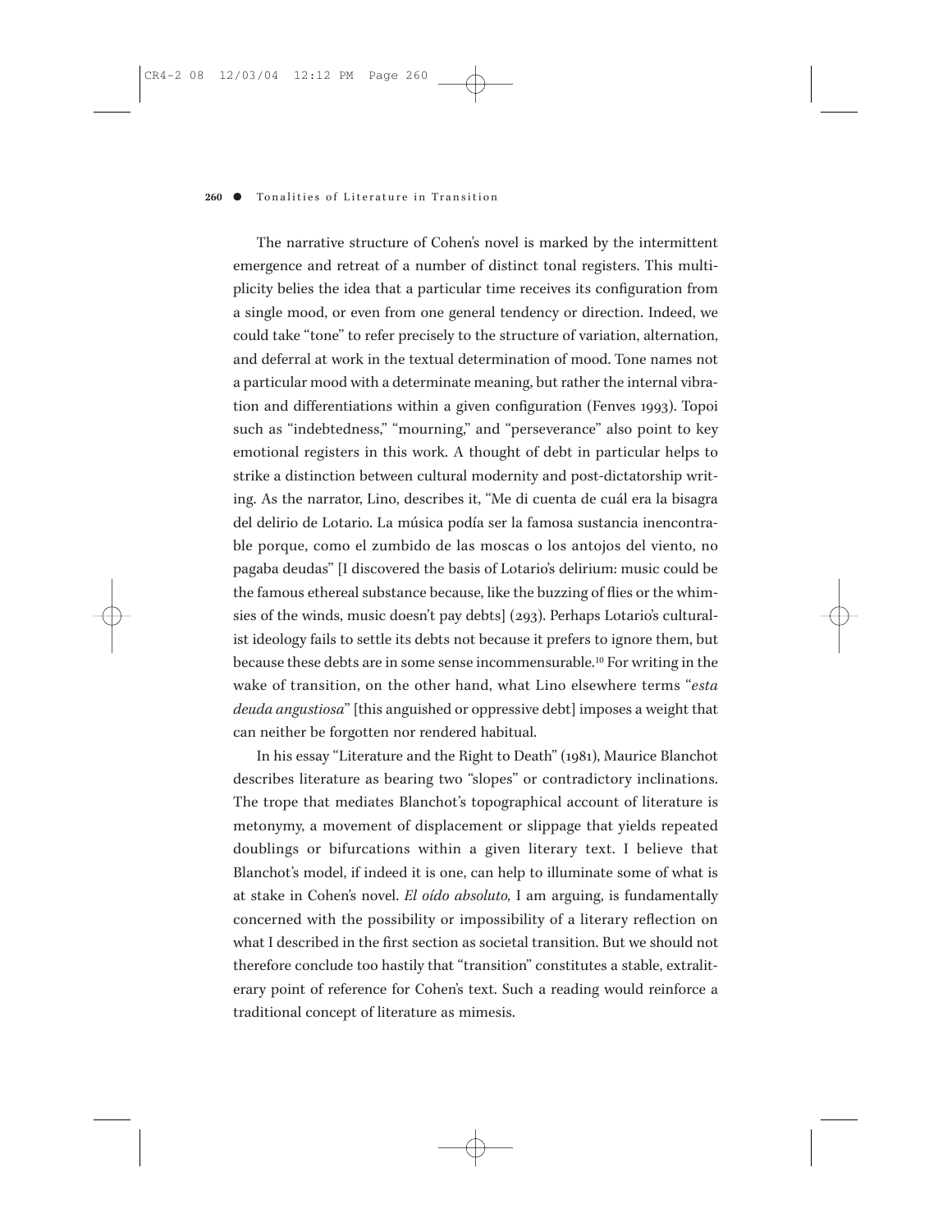The narrative structure of Cohen's novel is marked by the intermittent emergence and retreat of a number of distinct tonal registers. This multiplicity belies the idea that a particular time receives its configuration from a single mood, or even from one general tendency or direction. Indeed, we could take "tone" to refer precisely to the structure of variation, alternation, and deferral at work in the textual determination of mood. Tone names not a particular mood with a determinate meaning, but rather the internal vibration and differentiations within a given configuration (Fenves 1993). Topoi such as "indebtedness," "mourning," and "perseverance" also point to key emotional registers in this work. A thought of debt in particular helps to strike a distinction between cultural modernity and post-dictatorship writing. As the narrator, Lino, describes it, "Me di cuenta de cuál era la bisagra del delirio de Lotario. La música podía ser la famosa sustancia inencontrable porque, como el zumbido de las moscas o los antojos del viento, no pagaba deudas" [I discovered the basis of Lotario's delirium: music could be the famous ethereal substance because, like the buzzing of flies or the whimsies of the winds, music doesn't pay debts] (293). Perhaps Lotario's culturalist ideology fails to settle its debts not because it prefers to ignore them, but because these debts are in some sense incommensurable.[10] For writing in the wake of transition, on the other hand, what Lino elsewhere terms "*esta deuda angustiosa*" [this anguished or oppressive debt] imposes a weight that can neither be forgotten nor rendered habitual.

In his essay "Literature and the Right to Death" (1981), Maurice Blanchot describes literature as bearing two "slopes" or contradictory inclinations. The trope that mediates Blanchot's topographical account of literature is metonymy, a movement of displacement or slippage that yields repeated doublings or bifurcations within a given literary text. I believe that Blanchot's model, if indeed it is one, can help to illuminate some of what is at stake in Cohen's novel. *El oído absoluto,* I am arguing, is fundamentally concerned with the possibility or impossibility of a literary reflection on what I described in the first section as societal transition. But we should not therefore conclude too hastily that "transition" constitutes a stable, extraliterary point of reference for Cohen's text. Such a reading would reinforce a traditional concept of literature as mimesis.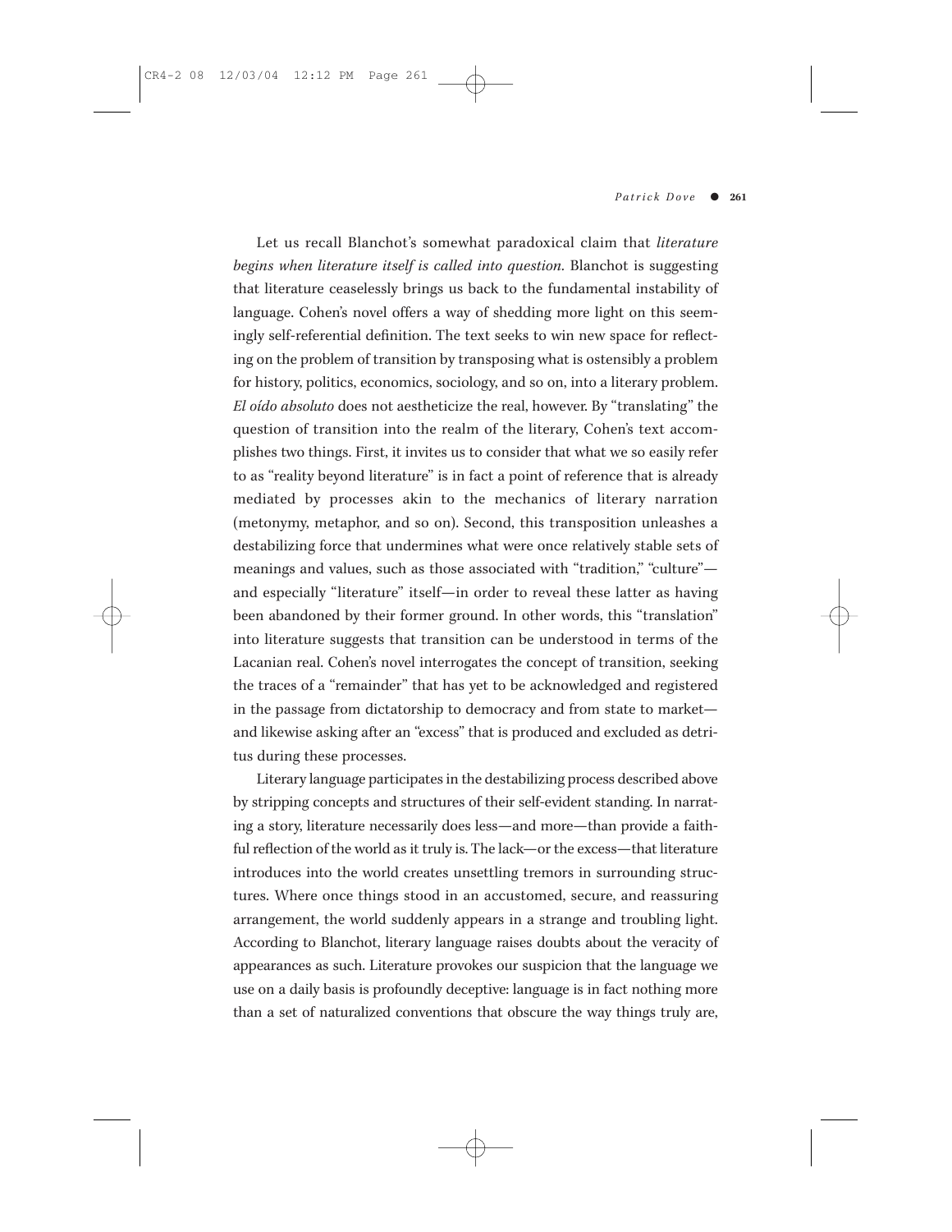Let us recall Blanchot's somewhat paradoxical claim that *literature begins when literature itself is called into question*. Blanchot is suggesting that literature ceaselessly brings us back to the fundamental instability of language. Cohen's novel offers a way of shedding more light on this seemingly self-referential definition. The text seeks to win new space for reflecting on the problem of transition by transposing what is ostensibly a problem for history, politics, economics, sociology, and so on, into a literary problem. *El oído absoluto* does not aestheticize the real, however. By "translating" the question of transition into the realm of the literary, Cohen's text accomplishes two things. First, it invites us to consider that what we so easily refer to as "reality beyond literature" is in fact a point of reference that is already mediated by processes akin to the mechanics of literary narration (metonymy, metaphor, and so on). Second, this transposition unleashes a destabilizing force that undermines what were once relatively stable sets of meanings and values, such as those associated with "tradition," "culture"—and especially "literature" itself—in order to reveal these latter as having been abandoned by their former ground. In other words, this "translation" into literature suggests that transition can be understood in terms of the Lacanian real. Cohen's novel interrogates the concept of transition, seeking the traces of a "remainder" that has yet to be acknowledged and registered in the passage from dictatorship to democracy and from state to market—and likewise asking after an "excess" that is produced and excluded as detritus during these processes.

Literary language participates in the destabilizing process described above by stripping concepts and structures of their self-evident standing. In narrating a story, literature necessarily does less—and more—than provide a faithful reflection of the world as it truly is. The lack—or the excess—that literature introduces into the world creates unsettling tremors in surrounding structures. Where once things stood in an accustomed, secure, and reassuring arrangement, the world suddenly appears in a strange and troubling light. According to Blanchot, literary language raises doubts about the veracity of appearances as such. Literature provokes our suspicion that the language we use on a daily basis is profoundly deceptive: language is in fact nothing more than a set of naturalized conventions that obscure the way things truly are,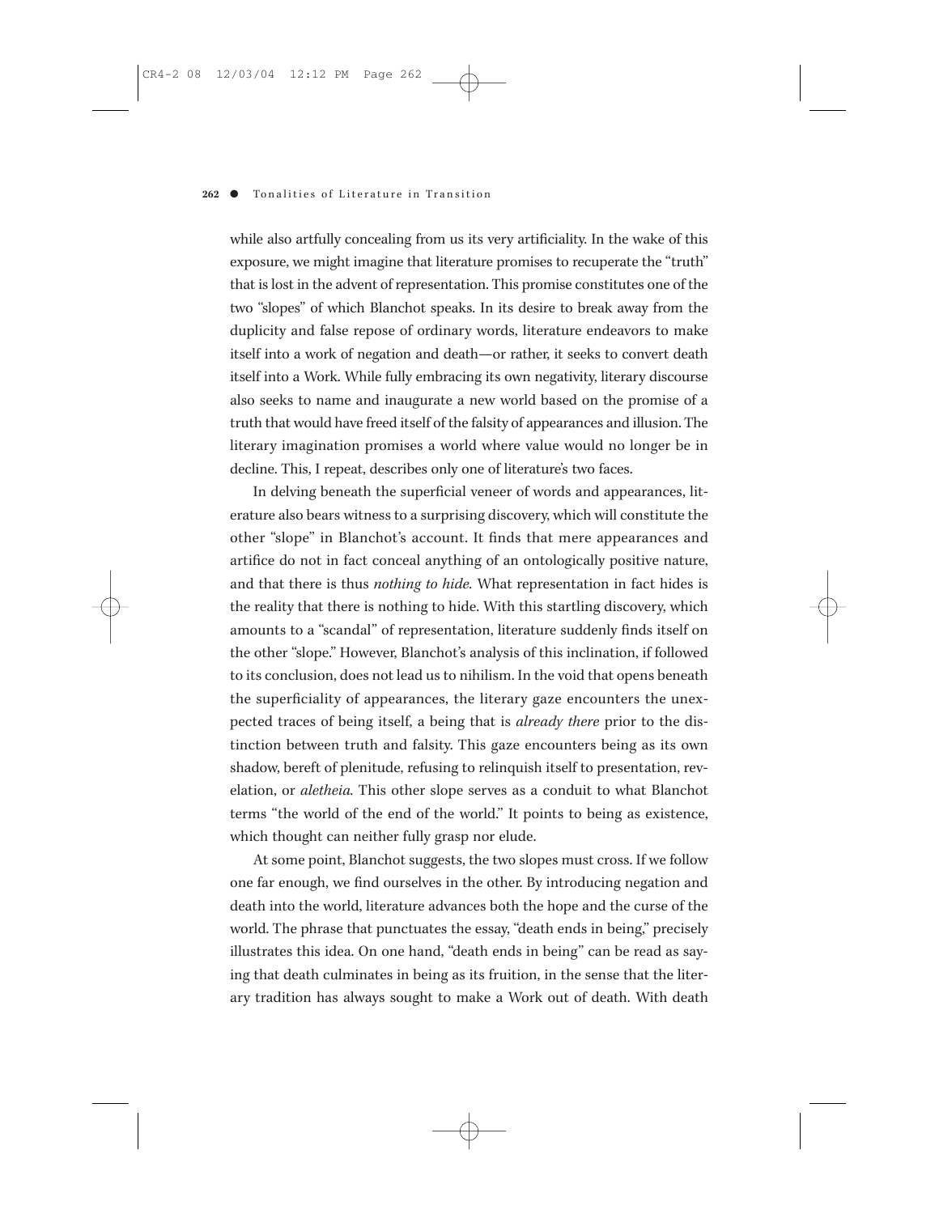while also artfully concealing from us its very artificiality. In the wake of this exposure, we might imagine that literature promises to recuperate the "truth" that is lost in the advent of representation. This promise constitutes one of the two "slopes" of which Blanchot speaks. In its desire to break away from the duplicity and false repose of ordinary words, literature endeavors to make itself into a work of negation and death—or rather, it seeks to convert death itself into a Work. While fully embracing its own negativity, literary discourse also seeks to name and inaugurate a new world based on the promise of a truth that would have freed itself of the falsity of appearances and illusion. The literary imagination promises a world where value would no longer be in decline. This, I repeat, describes only one of literature's two faces.

In delving beneath the superficial veneer of words and appearances, literature also bears witness to a surprising discovery, which will constitute the other "slope" in Blanchot's account. It finds that mere appearances and artifice do not in fact conceal anything of an ontologically positive nature, and that there is thus *nothing to hide.* What representation in fact hides is the reality that there is nothing to hide. With this startling discovery, which amounts to a "scandal" of representation, literature suddenly finds itself on the other "slope." However, Blanchot's analysis of this inclination, if followed to its conclusion, does not lead us to nihilism. In the void that opens beneath the superficiality of appearances, the literary gaze encounters the unexpected traces of being itself, a being that is *already there* prior to the distinction between truth and falsity. This gaze encounters being as its own shadow, bereft of plenitude, refusing to relinquish itself to presentation, revelation, or *aletheia.* This other slope serves as a conduit to what Blanchot terms "the world of the end of the world." It points to being as existence, which thought can neither fully grasp nor elude.

At some point, Blanchot suggests, the two slopes must cross. If we follow one far enough, we find ourselves in the other. By introducing negation and death into the world, literature advances both the hope and the curse of the world. The phrase that punctuates the essay, "death ends in being," precisely illustrates this idea. On one hand, "death ends in being" can be read as saying that death culminates in being as its fruition, in the sense that the literary tradition has always sought to make a Work out of death. With death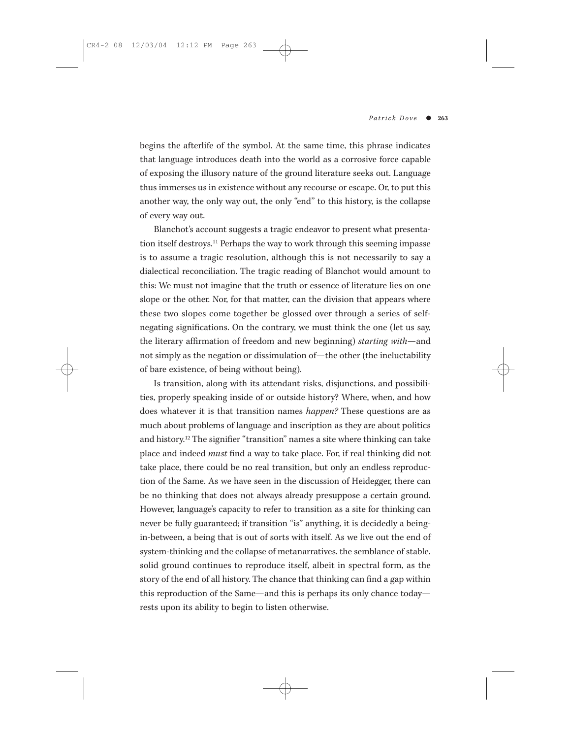begins the afterlife of the symbol. At the same time, this phrase indicates that language introduces death into the world as a corrosive force capable of exposing the illusory nature of the ground literature seeks out. Language thus immerses us in existence without any recourse or escape. Or, to put this another way, the only way out, the only "end" to this history, is the collapse of every way out.

Blanchot's account suggests a tragic endeavor to present what presentation itself destroys.[11] Perhaps the way to work through this seeming impasse is to assume a tragic resolution, although this is not necessarily to say a dialectical reconciliation. The tragic reading of Blanchot would amount to this: We must not imagine that the truth or essence of literature lies on one slope or the other. Nor, for that matter, can the division that appears where these two slopes come together be glossed over through a series of self-negating significations. On the contrary, we must think the one (let us say, the literary affirmation of freedom and new beginning) *starting with*—and not simply as the negation or dissimulation of—the other (the ineluctability of bare existence, of being without being).

Is transition, along with its attendant risks, disjunctions, and possibilities, properly speaking inside of or outside history? Where, when, and how does whatever it is that transition names *happen?* These questions are as much about problems of language and inscription as they are about politics and history.[12] The signifier "transition" names a site where thinking can take place and indeed *must* find a way to take place. For, if real thinking did not take place, there could be no real transition, but only an endless reproduction of the Same. As we have seen in the discussion of Heidegger, there can be no thinking that does not always already presuppose a certain ground. However, language's capacity to refer to transition as a site for thinking can never be fully guaranteed; if transition "is" anything, it is decidedly a being-in-between, a being that is out of sorts with itself. As we live out the end of system-thinking and the collapse of metanarratives, the semblance of stable, solid ground continues to reproduce itself, albeit in spectral form, as the story of the end of all history. The chance that thinking can find a gap within this reproduction of the Same—and this is perhaps its only chance today—rests upon its ability to begin to listen otherwise.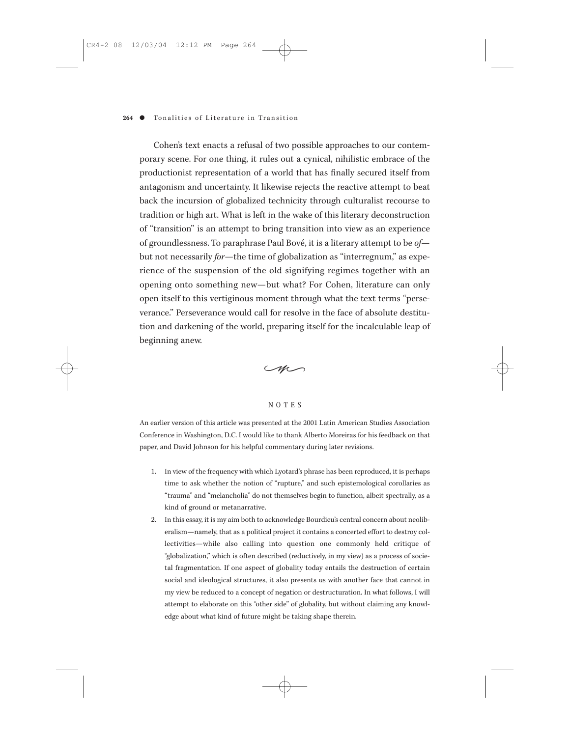Cohen's text enacts a refusal of two possible approaches to our contemporary scene. For one thing, it rules out a cynical, nihilistic embrace of the productionist representation of a world that has finally secured itself from antagonism and uncertainty. It likewise rejects the reactive attempt to beat back the incursion of globalized technicity through culturalist recourse to tradition or high art. What is left in the wake of this literary deconstruction of "transition" is an attempt to bring transition into view as an experience of groundlessness. To paraphrase Paul Bové, it is a literary attempt to be *of*—but not necessarily *for*—the time of globalization as "interregnum," as experience of the suspension of the old signifying regimes together with an opening onto something new—but what? For Cohen, literature can only open itself to this vertiginous moment through what the text terms "perseverance." Perseverance would call for resolve in the face of absolute destitution and darkening of the world, preparing itself for the incalculable leap of beginning anew.

## NOTES

An earlier version of this article was presented at the 2001 Latin American Studies Association Conference in Washington, D.C. I would like to thank Alberto Moreiras for his feedback on that paper, and David Johnson for his helpful commentary during later revisions.

1. In view of the frequency with which Lyotard's phrase has been reproduced, it is perhaps time to ask whether the notion of "rupture," and such epistemological corollaries as "trauma" and "melancholia" do not themselves begin to function, albeit spectrally, as a kind of ground or metanarrative.
2. In this essay, it is my aim both to acknowledge Bourdieu's central concern about neoliberalism—namely, that as a political project it contains a concerted effort to destroy collectivities—while also calling into question one commonly held critique of "globalization," which is often described (reductively, in my view) as a process of societal fragmentation. If one aspect of globality today entails the destruction of certain social and ideological structures, it also presents us with another face that cannot in my view be reduced to a concept of negation or destructuration. In what follows, I will attempt to elaborate on this "other side" of globality, but without claiming any knowledge about what kind of future might be taking shape therein.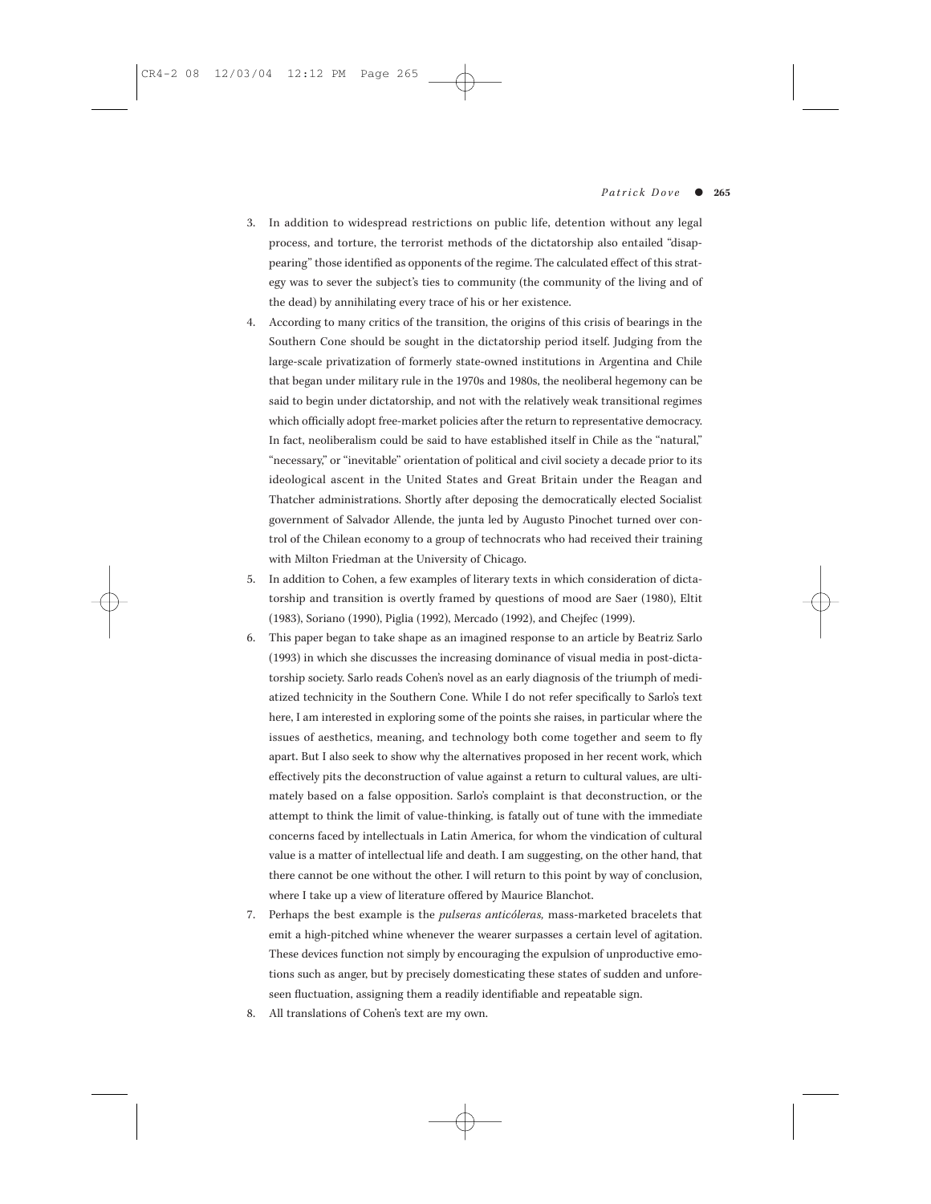3. In addition to widespread restrictions on public life, detention without any legal process, and torture, the terrorist methods of the dictatorship also entailed "disappearing" those identified as opponents of the regime. The calculated effect of this strategy was to sever the subject's ties to community (the community of the living and of the dead) by annihilating every trace of his or her existence.
4. According to many critics of the transition, the origins of this crisis of bearings in the Southern Cone should be sought in the dictatorship period itself. Judging from the large-scale privatization of formerly state-owned institutions in Argentina and Chile that began under military rule in the 1970s and 1980s, the neoliberal hegemony can be said to begin under dictatorship, and not with the relatively weak transitional regimes which officially adopt free-market policies after the return to representative democracy. In fact, neoliberalism could be said to have established itself in Chile as the "natural," "necessary," or "inevitable" orientation of political and civil society a decade prior to its ideological ascent in the United States and Great Britain under the Reagan and Thatcher administrations. Shortly after deposing the democratically elected Socialist government of Salvador Allende, the junta led by Augusto Pinochet turned over control of the Chilean economy to a group of technocrats who had received their training with Milton Friedman at the University of Chicago.
5. In addition to Cohen, a few examples of literary texts in which consideration of dictatorship and transition is overtly framed by questions of mood are Saer (1980), Eltit (1983), Soriano (1990), Piglia (1992), Mercado (1992), and Chejfec (1999).
6. This paper began to take shape as an imagined response to an article by Beatriz Sarlo (1993) in which she discusses the increasing dominance of visual media in post-dictatorship society. Sarlo reads Cohen's novel as an early diagnosis of the triumph of mediatized technicity in the Southern Cone. While I do not refer specifically to Sarlo's text here, I am interested in exploring some of the points she raises, in particular where the issues of aesthetics, meaning, and technology both come together and seem to fly apart. But I also seek to show why the alternatives proposed in her recent work, which effectively pits the deconstruction of value against a return to cultural values, are ultimately based on a false opposition. Sarlo's complaint is that deconstruction, or the attempt to think the limit of value-thinking, is fatally out of tune with the immediate concerns faced by intellectuals in Latin America, for whom the vindication of cultural value is a matter of intellectual life and death. I am suggesting, on the other hand, that there cannot be one without the other. I will return to this point by way of conclusion, where I take up a view of literature offered by Maurice Blanchot.
7. Perhaps the best example is the *pulseras anticóleras,* mass-marketed bracelets that emit a high-pitched whine whenever the wearer surpasses a certain level of agitation. These devices function not simply by encouraging the expulsion of unproductive emotions such as anger, but by precisely domesticating these states of sudden and unforeseen fluctuation, assigning them a readily identifiable and repeatable sign.
8. All translations of Cohen's text are my own.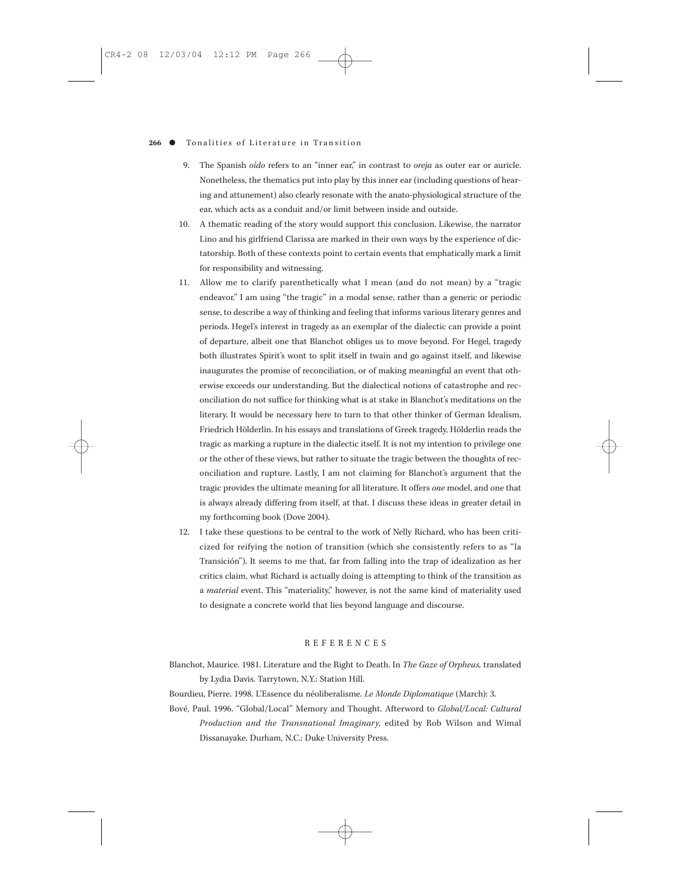9. The Spanish *oído* refers to an "inner ear," in contrast to *oreja* as outer ear or auricle. Nonetheless, the thematics put into play by this inner ear (including questions of hearing and attunement) also clearly resonate with the anato-physiological structure of the ear, which acts as a conduit and/or limit between inside and outside.
10. A thematic reading of the story would support this conclusion. Likewise, the narrator Lino and his girlfriend Clarissa are marked in their own ways by the experience of dictatorship. Both of these contexts point to certain events that emphatically mark a limit for responsibility and witnessing.
11. Allow me to clarify parenthetically what I mean (and do not mean) by a "tragic endeavor." I am using "the tragic" in a modal sense, rather than a generic or periodic sense, to describe a way of thinking and feeling that informs various literary genres and periods. Hegel's interest in tragedy as an exemplar of the dialectic can provide a point of departure, albeit one that Blanchot obliges us to move beyond. For Hegel, tragedy both illustrates Spirit's wont to split itself in twain and go against itself, and likewise inaugurates the promise of reconciliation, or of making meaningful an event that otherwise exceeds our understanding. But the dialectical notions of catastrophe and reconciliation do not suffice for thinking what is at stake in Blanchot's meditations on the literary. It would be necessary here to turn to that other thinker of German Idealism, Friedrich Hölderlin. In his essays and translations of Greek tragedy, Hölderlin reads the tragic as marking a rupture in the dialectic itself. It is not my intention to privilege one or the other of these views, but rather to situate the tragic between the thoughts of reconciliation and rupture. Lastly, I am not claiming for Blanchot's argument that the tragic provides the ultimate meaning for all literature. It offers *one* model, and one that is always already differing from itself, at that. I discuss these ideas in greater detail in my forthcoming book (Dove 2004).
12. I take these questions to be central to the work of Nelly Richard, who has been criticized for reifying the notion of transition (which she consistently refers to as "la Transición"). It seems to me that, far from falling into the trap of idealization as her critics claim, what Richard is actually doing is attempting to think of the transition as a *material* event. This "materiality," however, is not the same kind of materiality used to designate a concrete world that lies beyond language and discourse.

## REFERENCES

Blanchot, Maurice. 1981. Literature and the Right to Death. In *The Gaze of Orpheus,* translated by Lydia Davis. Tarrytown, N.Y.: Station Hill.

Bourdieu, Pierre. 1998. L'Essence du néoliberalisme. *Le Monde Diplomatique* (March): 3.

Bové, Paul. 1996. "Global/Local" Memory and Thought. Afterword to *Global/Local: Cultural Production and the Transnational Imaginary,* edited by Rob Wilson and Wimal Dissanayake. Durham, N.C.: Duke University Press.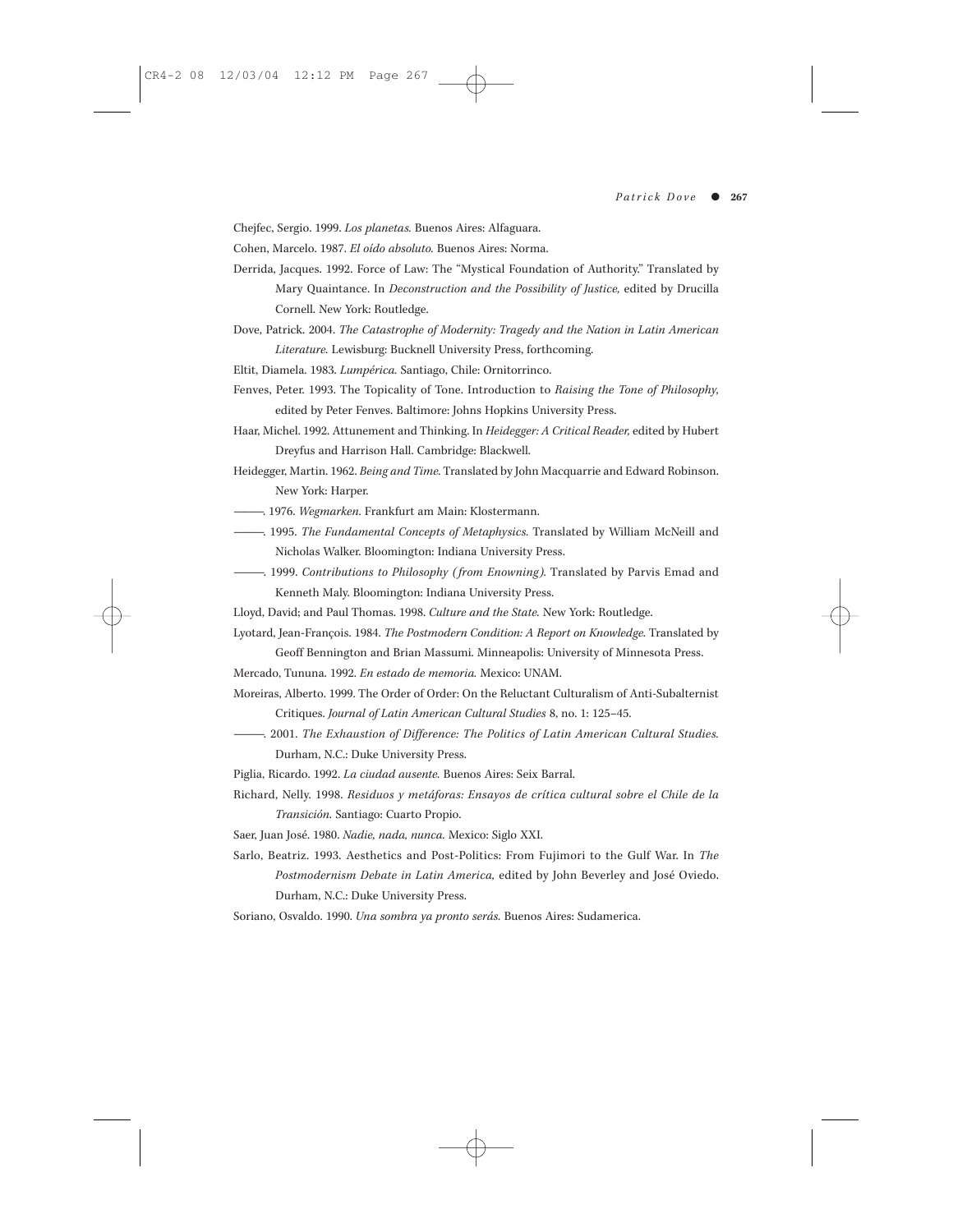Chejfec, Sergio. 1999. *Los planetas*. Buenos Aires: Alfaguara.

Cohen, Marcelo. 1987. *El oído absoluto*. Buenos Aires: Norma.

Derrida, Jacques. 1992. Force of Law: The "Mystical Foundation of Authority." Translated by Mary Quaintance. In *Deconstruction and the Possibility of Justice*, edited by Drucilla Cornell. New York: Routledge.

Dove, Patrick. 2004. *The Catastrophe of Modernity: Tragedy and the Nation in Latin American Literature*. Lewisburg: Bucknell University Press, forthcoming.

Eltit, Diamela. 1983. *Lumpérica*. Santiago, Chile: Ornitorrinco.

Fenves, Peter. 1993. The Topicality of Tone. Introduction to *Raising the Tone of Philosophy*, edited by Peter Fenves. Baltimore: Johns Hopkins University Press.

Haar, Michel. 1992. Attunement and Thinking. In *Heidegger: A Critical Reader*, edited by Hubert Dreyfus and Harrison Hall. Cambridge: Blackwell.

Heidegger, Martin. 1962. *Being and Time*. Translated by John Macquarrie and Edward Robinson. New York: Harper.

———. 1976. *Wegmarken*. Frankfurt am Main: Klostermann.

———. 1995. *The Fundamental Concepts of Metaphysics*. Translated by William McNeill and Nicholas Walker. Bloomington: Indiana University Press.

———. 1999. *Contributions to Philosophy (from Enowning)*. Translated by Parvis Emad and Kenneth Maly. Bloomington: Indiana University Press.

Lloyd, David; and Paul Thomas. 1998. *Culture and the State*. New York: Routledge.

Lyotard, Jean-François. 1984. *The Postmodern Condition: A Report on Knowledge*. Translated by Geoff Bennington and Brian Massumi. Minneapolis: University of Minnesota Press.

Mercado, Tununa. 1992. *En estado de memoria*. Mexico: UNAM.

Moreiras, Alberto. 1999. The Order of Order: On the Reluctant Culturalism of Anti-Subalternist Critiques. *Journal of Latin American Cultural Studies* 8, no. 1: 125–45.

———. 2001. *The Exhaustion of Difference: The Politics of Latin American Cultural Studies*. Durham, N.C.: Duke University Press.

Piglia, Ricardo. 1992. *La ciudad ausente*. Buenos Aires: Seix Barral.

Richard, Nelly. 1998. *Residuos y metáforas: Ensayos de crítica cultural sobre el Chile de la Transición*. Santiago: Cuarto Propio.

Saer, Juan José. 1980. *Nadie, nada, nunca*. Mexico: Siglo XXI.

Sarlo, Beatriz. 1993. Aesthetics and Post-Politics: From Fujimori to the Gulf War. In *The Postmodernism Debate in Latin America*, edited by John Beverley and José Oviedo. Durham, N.C.: Duke University Press.

Soriano, Osvaldo. 1990. *Una sombra ya pronto serás*. Buenos Aires: Sudamerica.